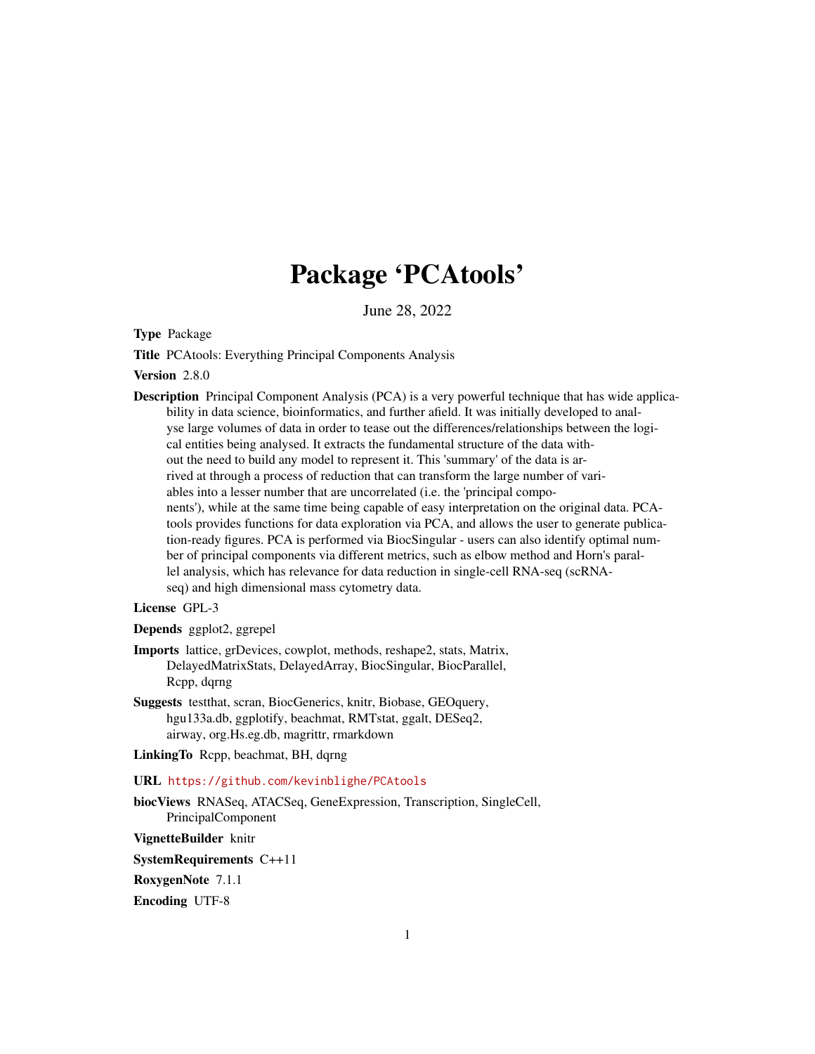# Package 'PCAtools'

June 28, 2022

**Type** Package

**Title** PCAtools: Everything Principal Components Analysis

**Version** 2.8.0

**Description** Principal Component Analysis (PCA) is a very powerful technique that has wide applicability in data science, bioinformatics, and further afield. It was initially developed to analyse large volumes of data in order to tease out the differences/relationships between the logical entities being analysed. It extracts the fundamental structure of the data without the need to build any model to represent it. This 'summary' of the data is arrived at through a process of reduction that can transform the large number of variables into a lesser number that are uncorrelated (i.e. the 'principal components'), while at the same time being capable of easy interpretation on the original data. PCAtools provides functions for data exploration via PCA, and allows the user to generate publication-ready figures. PCA is performed via BiocSingular - users can also identify optimal number of principal components via different metrics, such as elbow method and Horn's parallel analysis, which has relevance for data reduction in single-cell RNA-seq (scRNA-seq) and high dimensional mass cytometry data.

**License** GPL-3

**Depends** ggplot2, ggrepel

**Imports** lattice, grDevices, cowplot, methods, reshape2, stats, Matrix, DelayedMatrixStats, DelayedArray, BiocSingular, BiocParallel, Rcpp, dqrng

**Suggests** testthat, scran, BiocGenerics, knitr, Biobase, GEOquery, hgu133a.db, ggplotify, beachmat, RMTstat, ggalt, DESeq2, airway, org.Hs.eg.db, magrittr, rmarkdown

**LinkingTo** Rcpp, beachmat, BH, dqrng

**URL** https://github.com/kevinblighe/PCAtools

**biocViews** RNASeq, ATACSeq, GeneExpression, Transcription, SingleCell, PrincipalComponent

**VignetteBuilder** knitr

**SystemRequirements** C++11

**RoxygenNote** 7.1.1

**Encoding** UTF-8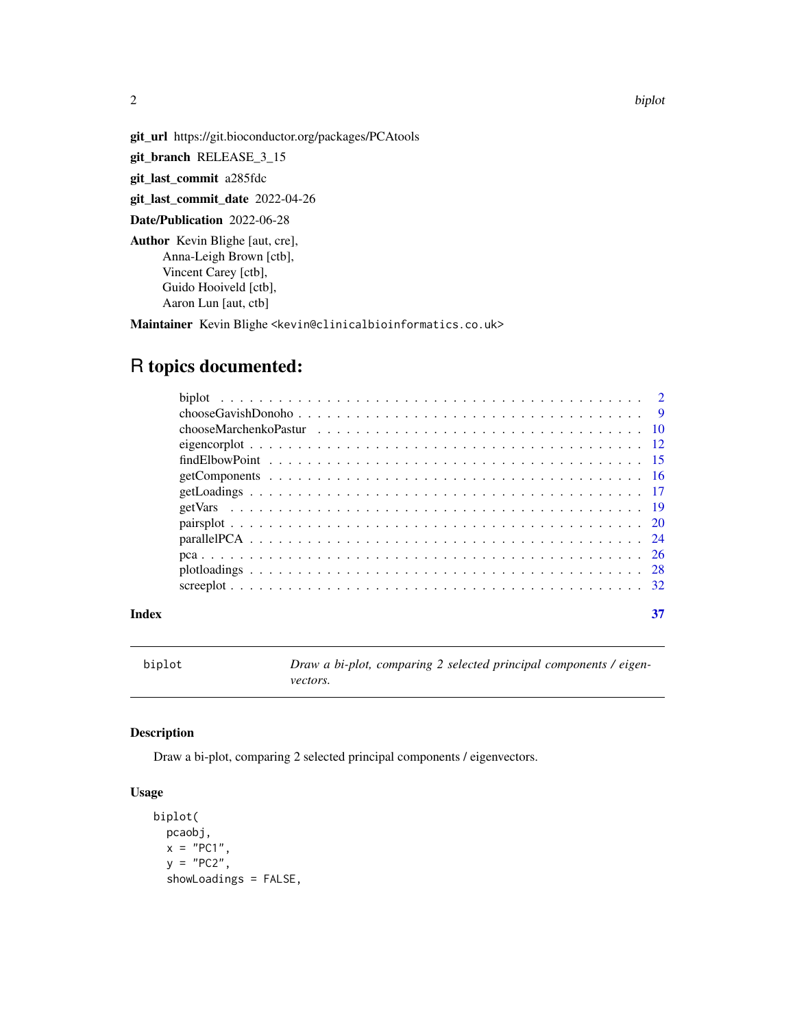**git_url** https://git.bioconductor.org/packages/PCAtools

**git_branch** RELEASE_3_15

**git_last_commit** a285fdc

**git_last_commit_date** 2022-04-26

**Date/Publication** 2022-06-28

**Author** Kevin Blighe [aut, cre],
Anna-Leigh Brown [ctb],
Vincent Carey [ctb],
Guido Hooiveld [ctb],
Aaron Lun [aut, ctb]

**Maintainer** Kevin Blighe <kevin@clinicalbioinformatics.co.uk>

# R topics documented:

| | |
|---|---|
| biplot | 2 |
| chooseGavishDonoho | 9 |
| chooseMarchenkoPastur | 10 |
| eigencorplot | 12 |
| findElbowPoint | 15 |
| getComponents | 16 |
| getLoadings | 17 |
| getVars | 19 |
| pairsplot | 20 |
| parallelPCA | 24 |
| pca | 26 |
| plotloadings | 28 |
| screeplot | 32 |
| **Index** | **37** |

---

## biplot — *Draw a bi-plot, comparing 2 selected principal components / eigenvectors.*

---

### Description

Draw a bi-plot, comparing 2 selected principal components / eigenvectors.

### Usage

```
biplot(
  pcaobj,
  x = "PC1",
  y = "PC2",
  showLoadings = FALSE,
```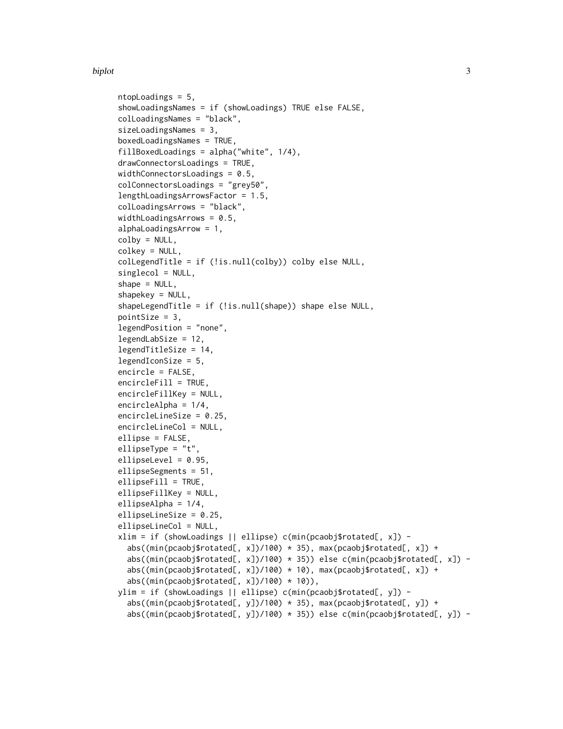```
ntopLoadings = 5,
showLoadingsNames = if (showLoadings) TRUE else FALSE,
colLoadingsNames = "black",
sizeLoadingsNames = 3,
boxedLoadingsNames = TRUE,
fillBoxedLoadings = alpha("white", 1/4),
drawConnectorsLoadings = TRUE,
widthConnectorsLoadings = 0.5,
colConnectorsLoadings = "grey50",
lengthLoadingsArrowsFactor = 1.5,
colLoadingsArrows = "black",
widthLoadingsArrows = 0.5,
alphaLoadingsArrow = 1,
colby = NULL,
colkey = NULL,
colLegendTitle = if (!is.null(colby)) colby else NULL,
singlecol = NULL,
shape = NULL,
shapekey = NULL,
shapeLegendTitle = if (!is.null(shape)) shape else NULL,
pointSize = 3,
legendPosition = "none",
legendLabSize = 12,
legendTitleSize = 14,
legendIconSize = 5,
encircle = FALSE,
encircleFill = TRUE,
encircleFillKey = NULL,
encircleAlpha = 1/4,
encircleLineSize = 0.25,
encircleLineCol = NULL,
ellipse = FALSE,
ellipseType = "t",
ellipseLevel = 0.95,
ellipseSegments = 51,
ellipseFill = TRUE,
ellipseFillKey = NULL,
ellipseAlpha = 1/4,
ellipseLineSize = 0.25,
ellipseLineCol = NULL,
xlim = if (showLoadings || ellipse) c(min(pcaobj$rotated[, x]) -
  abs((min(pcaobj$rotated[, x])/100) * 35), max(pcaobj$rotated[, x]) +
  abs((min(pcaobj$rotated[, x])/100) * 35)) else c(min(pcaobj$rotated[, x]) -
  abs((min(pcaobj$rotated[, x])/100) * 10), max(pcaobj$rotated[, x]) +
  abs((min(pcaobj$rotated[, x])/100) * 10)),
ylim = if (showLoadings || ellipse) c(min(pcaobj$rotated[, y]) -
  abs((min(pcaobj$rotated[, y])/100) * 35), max(pcaobj$rotated[, y]) +
  abs((min(pcaobj$rotated[, y])/100) * 35)) else c(min(pcaobj$rotated[, y]) -
```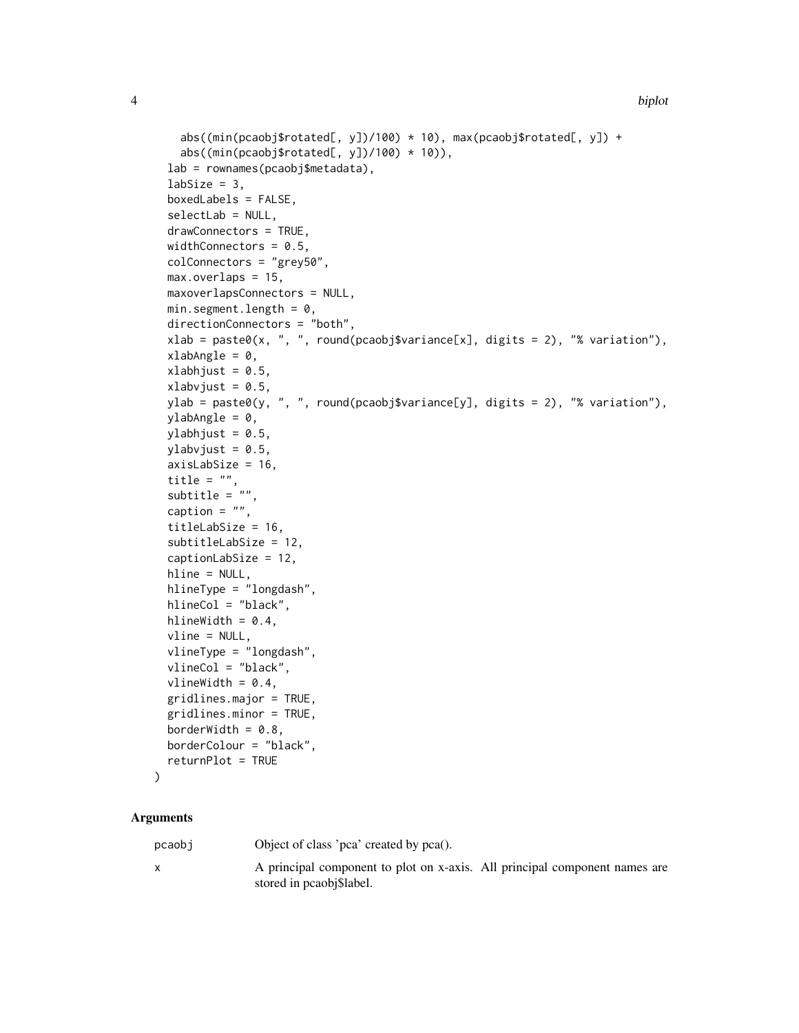```
    abs((min(pcaobj$rotated[, y])/100) * 10), max(pcaobj$rotated[, y]) +
    abs((min(pcaobj$rotated[, y])/100) * 10)),
  lab = rownames(pcaobj$metadata),
  labSize = 3,
  boxedLabels = FALSE,
  selectLab = NULL,
  drawConnectors = TRUE,
  widthConnectors = 0.5,
  colConnectors = "grey50",
  max.overlaps = 15,
  maxoverlapsConnectors = NULL,
  min.segment.length = 0,
  directionConnectors = "both",
  xlab = paste0(x, ", ", round(pcaobj$variance[x], digits = 2), "% variation"),
  xlabAngle = 0,
  xlabhjust = 0.5,
  xlabvjust = 0.5,
  ylab = paste0(y, ", ", round(pcaobj$variance[y], digits = 2), "% variation"),
  ylabAngle = 0,
  ylabhjust = 0.5,
  ylabvjust = 0.5,
  axisLabSize = 16,
  title = "",
  subtitle = "",
  caption = "",
  titleLabSize = 16,
  subtitleLabSize = 12,
  captionLabSize = 12,
  hline = NULL,
  hlineType = "longdash",
  hlineCol = "black",
  hlineWidth = 0.4,
  vline = NULL,
  vlineType = "longdash",
  vlineCol = "black",
  vlineWidth = 0.4,
  gridlines.major = TRUE,
  gridlines.minor = TRUE,
  borderWidth = 0.8,
  borderColour = "black",
  returnPlot = TRUE
)
```

## Arguments

| | |
|---|---|
| pcaobj | Object of class 'pca' created by pca(). |
| x | A principal component to plot on x-axis. All principal component names are stored in pcaobj$label. |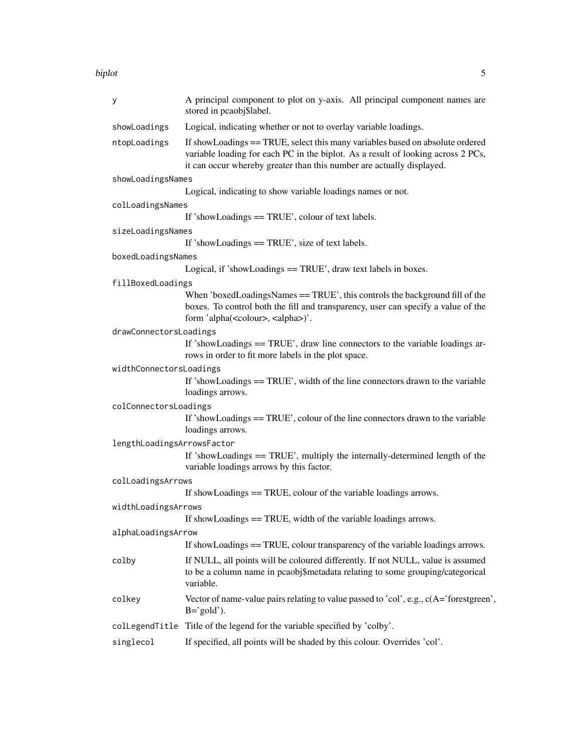| | |
|---|---|
| `y` | A principal component to plot on y-axis. All principal component names are stored in pcaobj$label. |
| `showLoadings` | Logical, indicating whether or not to overlay variable loadings. |
| `ntopLoadings` | If showLoadings == TRUE, select this many variables based on absolute ordered variable loading for each PC in the biplot. As a result of looking across 2 PCs, it can occur whereby greater than this number are actually displayed. |
| `showLoadingsNames` | Logical, indicating to show variable loadings names or not. |
| `colLoadingsNames` | If 'showLoadings == TRUE', colour of text labels. |
| `sizeLoadingsNames` | If 'showLoadings == TRUE', size of text labels. |
| `boxedLoadingsNames` | Logical, if 'showLoadings == TRUE', draw text labels in boxes. |
| `fillBoxedLoadings` | When 'boxedLoadingsNames == TRUE', this controls the background fill of the boxes. To control both the fill and transparency, user can specify a value of the form 'alpha(<colour>, <alpha>)'. |
| `drawConnectorsLoadings` | If 'showLoadings == TRUE', draw line connectors to the variable loadings arrows in order to fit more labels in the plot space. |
| `widthConnectorsLoadings` | If 'showLoadings == TRUE', width of the line connectors drawn to the variable loadings arrows. |
| `colConnectorsLoadings` | If 'showLoadings == TRUE', colour of the line connectors drawn to the variable loadings arrows. |
| `lengthLoadingsArrowsFactor` | If 'showLoadings == TRUE', multiply the internally-determined length of the variable loadings arrows by this factor. |
| `colLoadingsArrows` | If showLoadings == TRUE, colour of the variable loadings arrows. |
| `widthLoadingsArrows` | If showLoadings == TRUE, width of the variable loadings arrows. |
| `alphaLoadingsArrow` | If showLoadings == TRUE, colour transparency of the variable loadings arrows. |
| `colby` | If NULL, all points will be coloured differently. If not NULL, value is assumed to be a column name in pcaobj$metadata relating to some grouping/categorical variable. |
| `colkey` | Vector of name-value pairs relating to value passed to 'col', e.g., c(A='forestgreen', B='gold'). |
| `colLegendTitle` | Title of the legend for the variable specified by 'colby'. |
| `singlecol` | If specified, all points will be shaded by this colour. Overrides 'col'. |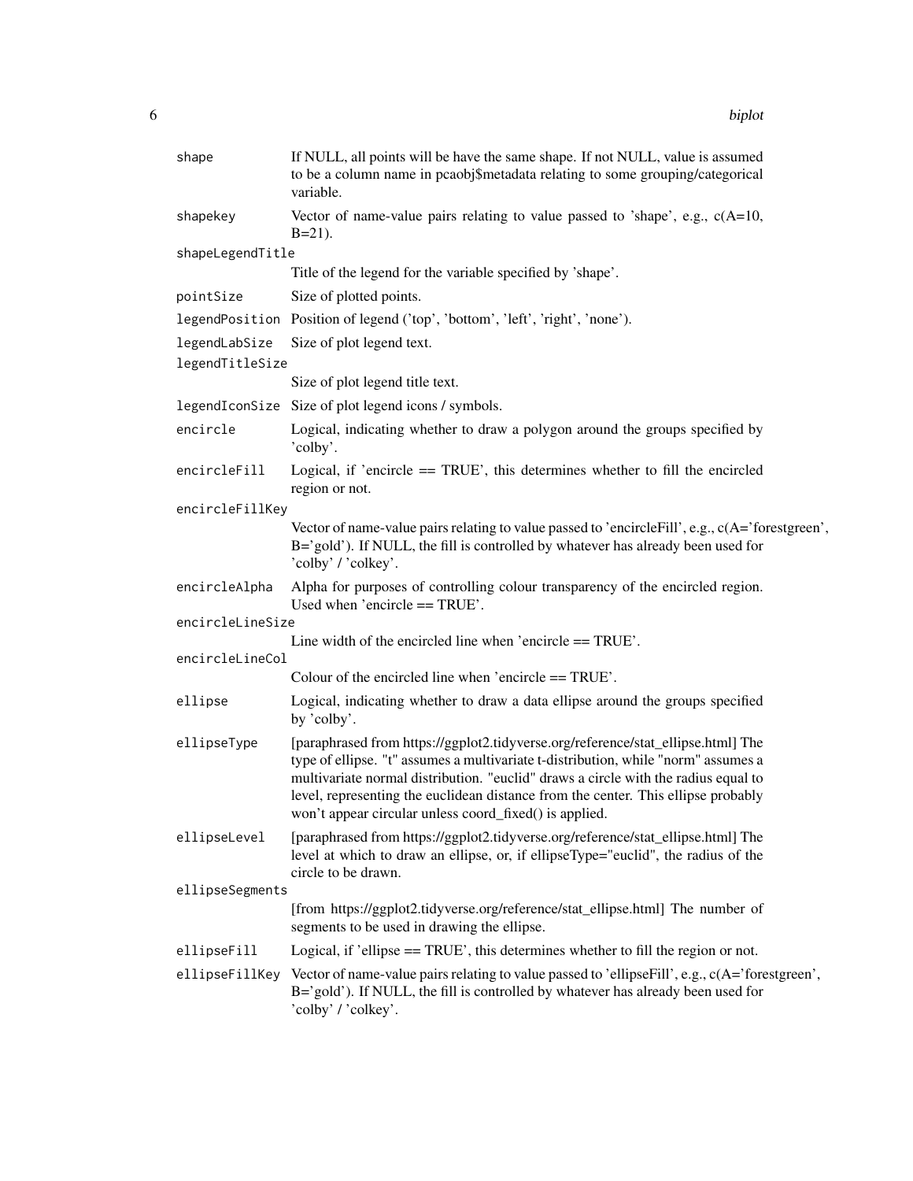| Argument | Description |
| --- | --- |
| `shape` | If NULL, all points will be have the same shape. If not NULL, value is assumed to be a column name in pcaobj$metadata relating to some grouping/categorical variable. |
| `shapekey` | Vector of name-value pairs relating to value passed to 'shape', e.g., c(A=10, B=21). |
| `shapeLegendTitle` | Title of the legend for the variable specified by 'shape'. |
| `pointSize` | Size of plotted points. |
| `legendPosition` | Position of legend ('top', 'bottom', 'left', 'right', 'none'). |
| `legendLabSize` | Size of plot legend text. |
| `legendTitleSize` | Size of plot legend title text. |
| `legendIconSize` | Size of plot legend icons / symbols. |
| `encircle` | Logical, indicating whether to draw a polygon around the groups specified by 'colby'. |
| `encircleFill` | Logical, if 'encircle == TRUE', this determines whether to fill the encircled region or not. |
| `encircleFillKey` | Vector of name-value pairs relating to value passed to 'encircleFill', e.g., c(A='forestgreen', B='gold'). If NULL, the fill is controlled by whatever has already been used for 'colby' / 'colkey'. |
| `encircleAlpha` | Alpha for purposes of controlling colour transparency of the encircled region. Used when 'encircle == TRUE'. |
| `encircleLineSize` | Line width of the encircled line when 'encircle == TRUE'. |
| `encircleLineCol` | Colour of the encircled line when 'encircle == TRUE'. |
| `ellipse` | Logical, indicating whether to draw a data ellipse around the groups specified by 'colby'. |
| `ellipseType` | [paraphrased from https://ggplot2.tidyverse.org/reference/stat_ellipse.html] The type of ellipse. "t" assumes a multivariate t-distribution, while "norm" assumes a multivariate normal distribution. "euclid" draws a circle with the radius equal to level, representing the euclidean distance from the center. This ellipse probably won't appear circular unless coord_fixed() is applied. |
| `ellipseLevel` | [paraphrased from https://ggplot2.tidyverse.org/reference/stat_ellipse.html] The level at which to draw an ellipse, or, if ellipseType="euclid", the radius of the circle to be drawn. |
| `ellipseSegments` | [from https://ggplot2.tidyverse.org/reference/stat_ellipse.html] The number of segments to be used in drawing the ellipse. |
| `ellipseFill` | Logical, if 'ellipse == TRUE', this determines whether to fill the region or not. |
| `ellipseFillKey` | Vector of name-value pairs relating to value passed to 'ellipseFill', e.g., c(A='forestgreen', B='gold'). If NULL, the fill is controlled by whatever has already been used for 'colby' / 'colkey'. |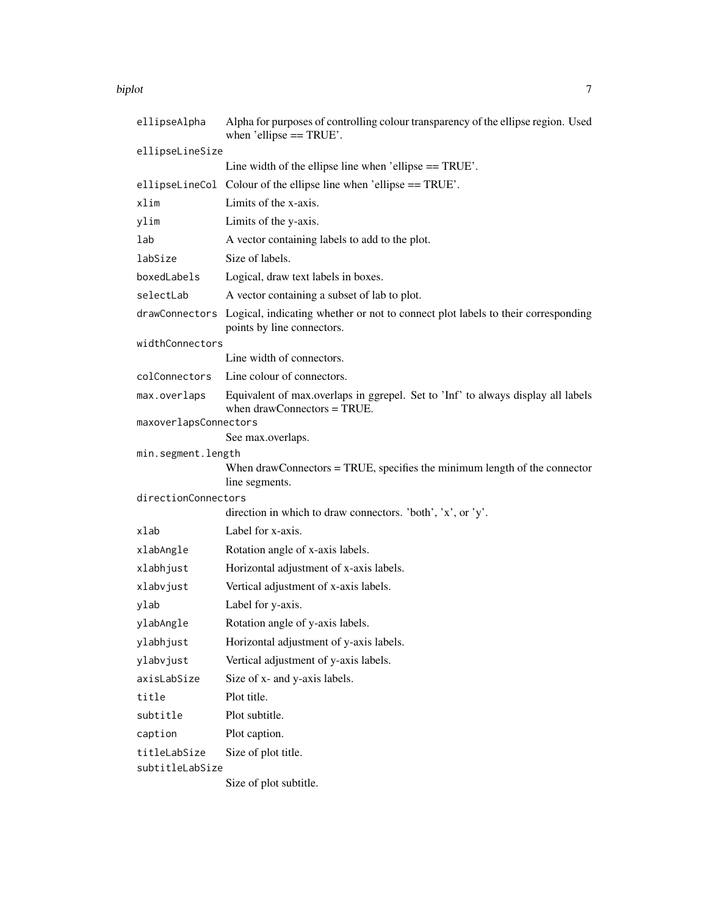| | |
|---|---|
| `ellipseAlpha` | Alpha for purposes of controlling colour transparency of the ellipse region. Used when 'ellipse == TRUE'. |
| `ellipseLineSize` | Line width of the ellipse line when 'ellipse == TRUE'. |
| `ellipseLineCol` | Colour of the ellipse line when 'ellipse == TRUE'. |
| `xlim` | Limits of the x-axis. |
| `ylim` | Limits of the y-axis. |
| `lab` | A vector containing labels to add to the plot. |
| `labSize` | Size of labels. |
| `boxedLabels` | Logical, draw text labels in boxes. |
| `selectLab` | A vector containing a subset of lab to plot. |
| `drawConnectors` | Logical, indicating whether or not to connect plot labels to their corresponding points by line connectors. |
| `widthConnectors` | Line width of connectors. |
| `colConnectors` | Line colour of connectors. |
| `max.overlaps` | Equivalent of max.overlaps in ggrepel. Set to 'Inf' to always display all labels when drawConnectors = TRUE. |
| `maxoverlapsConnectors` | See max.overlaps. |
| `min.segment.length` | When drawConnectors = TRUE, specifies the minimum length of the connector line segments. |
| `directionConnectors` | direction in which to draw connectors. 'both', 'x', or 'y'. |
| `xlab` | Label for x-axis. |
| `xlabAngle` | Rotation angle of x-axis labels. |
| `xlabhjust` | Horizontal adjustment of x-axis labels. |
| `xlabvjust` | Vertical adjustment of x-axis labels. |
| `ylab` | Label for y-axis. |
| `ylabAngle` | Rotation angle of y-axis labels. |
| `ylabhjust` | Horizontal adjustment of y-axis labels. |
| `ylabvjust` | Vertical adjustment of y-axis labels. |
| `axisLabSize` | Size of x- and y-axis labels. |
| `title` | Plot title. |
| `subtitle` | Plot subtitle. |
| `caption` | Plot caption. |
| `titleLabSize` | Size of plot title. |
| `subtitleLabSize` | Size of plot subtitle. |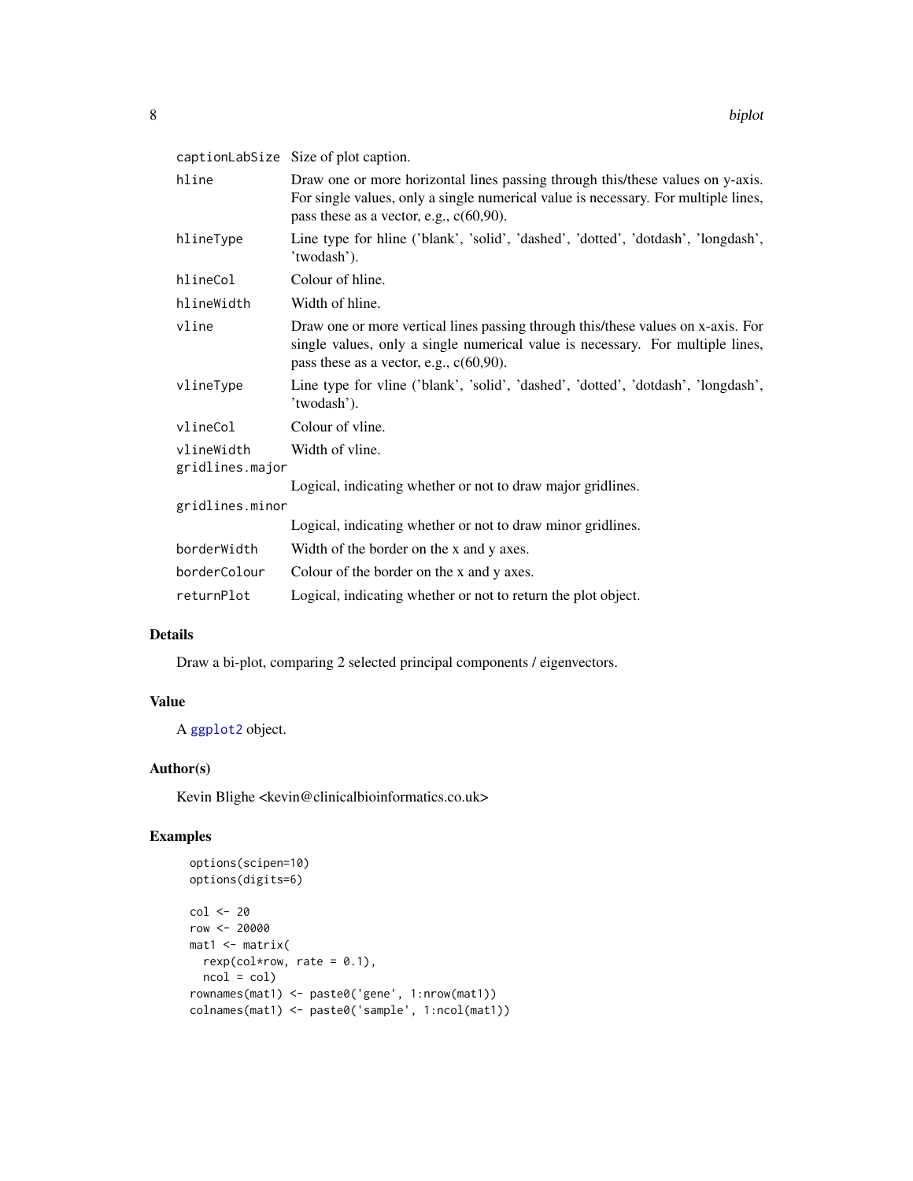| | |
|---|---|
| captionLabSize | Size of plot caption. |
| hline | Draw one or more horizontal lines passing through this/these values on y-axis. For single values, only a single numerical value is necessary. For multiple lines, pass these as a vector, e.g., c(60,90). |
| hlineType | Line type for hline ('blank', 'solid', 'dashed', 'dotted', 'dotdash', 'longdash', 'twodash'). |
| hlineCol | Colour of hline. |
| hlineWidth | Width of hline. |
| vline | Draw one or more vertical lines passing through this/these values on x-axis. For single values, only a single numerical value is necessary. For multiple lines, pass these as a vector, e.g., c(60,90). |
| vlineType | Line type for vline ('blank', 'solid', 'dashed', 'dotted', 'dotdash', 'longdash', 'twodash'). |
| vlineCol | Colour of vline. |
| vlineWidth | Width of vline. |
| gridlines.major | Logical, indicating whether or not to draw major gridlines. |
| gridlines.minor | Logical, indicating whether or not to draw minor gridlines. |
| borderWidth | Width of the border on the x and y axes. |
| borderColour | Colour of the border on the x and y axes. |
| returnPlot | Logical, indicating whether or not to return the plot object. |

## Details

Draw a bi-plot, comparing 2 selected principal components / eigenvectors.

## Value

A ggplot2 object.

## Author(s)

Kevin Blighe <kevin@clinicalbioinformatics.co.uk>

## Examples

```
options(scipen=10)
options(digits=6)

col <- 20
row <- 20000
mat1 <- matrix(
  rexp(col*row, rate = 0.1),
  ncol = col)
rownames(mat1) <- paste0('gene', 1:nrow(mat1))
colnames(mat1) <- paste0('sample', 1:ncol(mat1))
```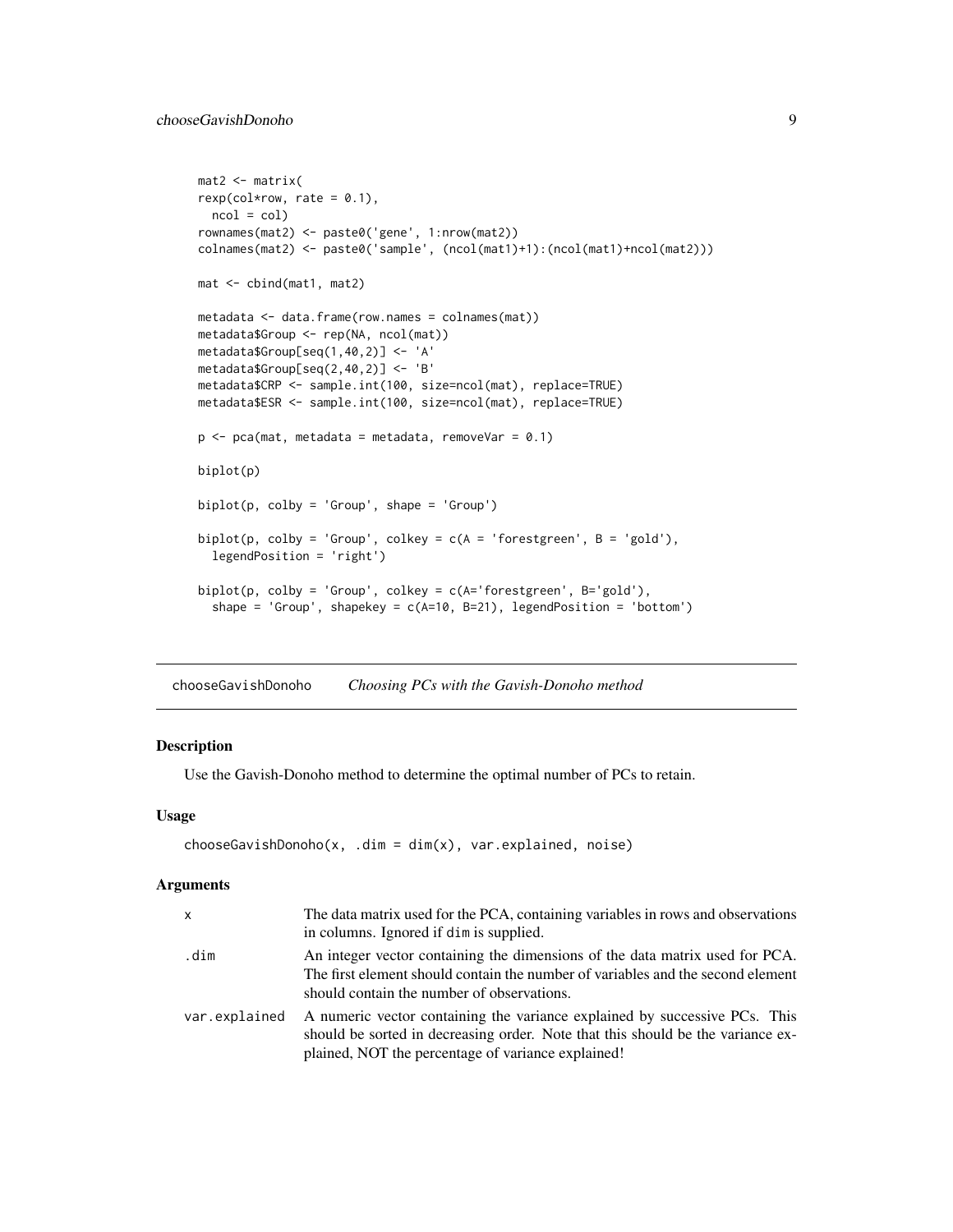```
mat2 <- matrix(
rexp(col*row, rate = 0.1),
  ncol = col)
rownames(mat2) <- paste0('gene', 1:nrow(mat2))
colnames(mat2) <- paste0('sample', (ncol(mat1)+1):(ncol(mat1)+ncol(mat2)))

mat <- cbind(mat1, mat2)

metadata <- data.frame(row.names = colnames(mat))
metadata$Group <- rep(NA, ncol(mat))
metadata$Group[seq(1,40,2)] <- 'A'
metadata$Group[seq(2,40,2)] <- 'B'
metadata$CRP <- sample.int(100, size=ncol(mat), replace=TRUE)
metadata$ESR <- sample.int(100, size=ncol(mat), replace=TRUE)

p <- pca(mat, metadata = metadata, removeVar = 0.1)

biplot(p)

biplot(p, colby = 'Group', shape = 'Group')

biplot(p, colby = 'Group', colkey = c(A = 'forestgreen', B = 'gold'),
  legendPosition = 'right')

biplot(p, colby = 'Group', colkey = c(A='forestgreen', B='gold'),
  shape = 'Group', shapekey = c(A=10, B=21), legendPosition = 'bottom')
```

## chooseGavishDonoho — *Choosing PCs with the Gavish-Donoho method*

### Description

Use the Gavish-Donoho method to determine the optimal number of PCs to retain.

### Usage

```
chooseGavishDonoho(x, .dim = dim(x), var.explained, noise)
```

### Arguments

| | |
|---|---|
| x | The data matrix used for the PCA, containing variables in rows and observations in columns. Ignored if `dim` is supplied. |
| .dim | An integer vector containing the dimensions of the data matrix used for PCA. The first element should contain the number of variables and the second element should contain the number of observations. |
| var.explained | A numeric vector containing the variance explained by successive PCs. This should be sorted in decreasing order. Note that this should be the variance explained, NOT the percentage of variance explained! |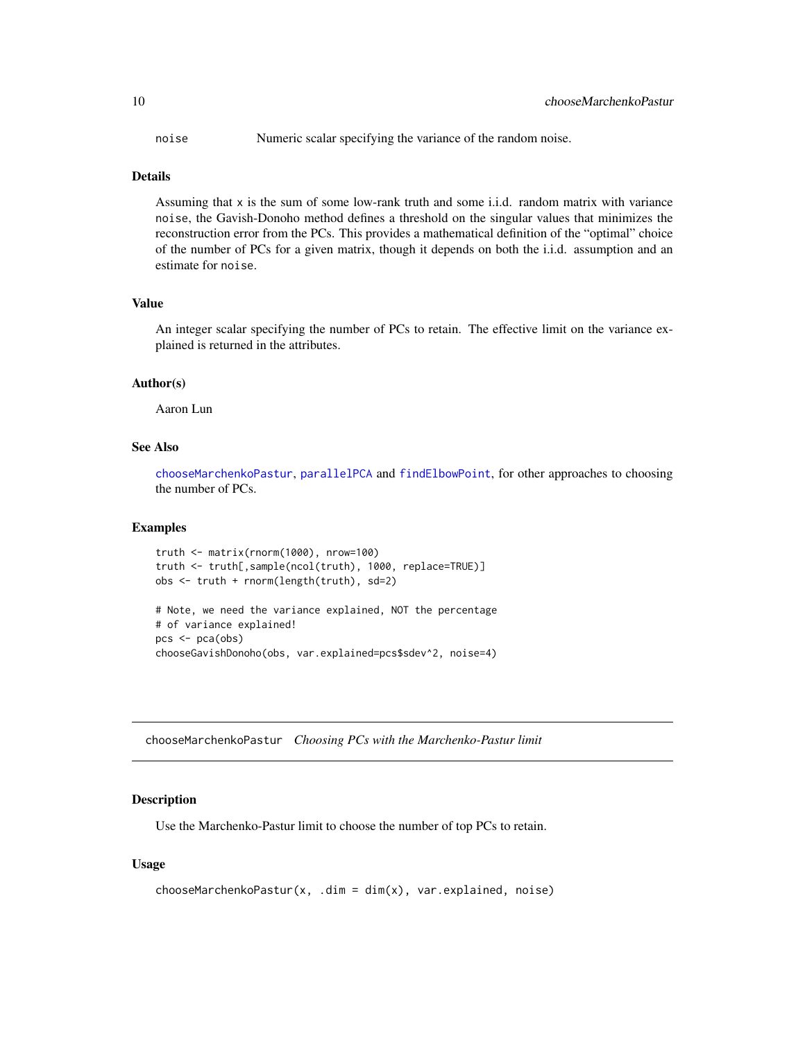noise Numeric scalar specifying the variance of the random noise.

### Details

Assuming that x is the sum of some low-rank truth and some i.i.d. random matrix with variance noise, the Gavish-Donoho method defines a threshold on the singular values that minimizes the reconstruction error from the PCs. This provides a mathematical definition of the "optimal" choice of the number of PCs for a given matrix, though it depends on both the i.i.d. assumption and an estimate for noise.

### Value

An integer scalar specifying the number of PCs to retain. The effective limit on the variance explained is returned in the attributes.

### Author(s)

Aaron Lun

### See Also

chooseMarchenkoPastur, parallelPCA and findElbowPoint, for other approaches to choosing the number of PCs.

### Examples

```
truth <- matrix(rnorm(1000), nrow=100)
truth <- truth[,sample(ncol(truth), 1000, replace=TRUE)]
obs <- truth + rnorm(length(truth), sd=2)

# Note, we need the variance explained, NOT the percentage
# of variance explained!
pcs <- pca(obs)
chooseGavishDonoho(obs, var.explained=pcs$sdev^2, noise=4)
```

## chooseMarchenkoPastur *Choosing PCs with the Marchenko-Pastur limit*

### Description

Use the Marchenko-Pastur limit to choose the number of top PCs to retain.

### Usage

```
chooseMarchenkoPastur(x, .dim = dim(x), var.explained, noise)
```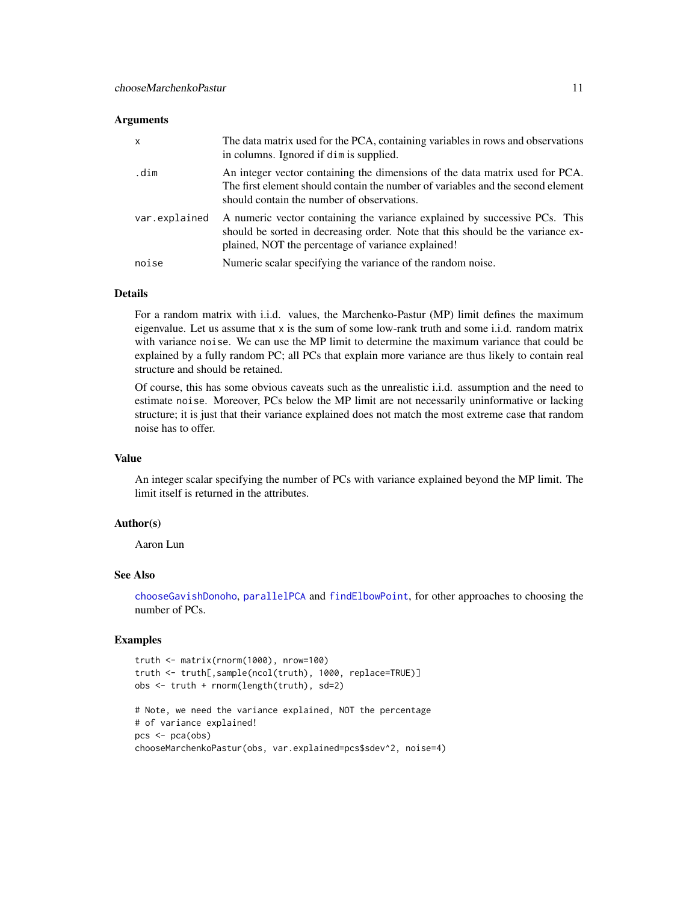### Arguments

| | |
|---|---|
| x | The data matrix used for the PCA, containing variables in rows and observations in columns. Ignored if dim is supplied. |
| .dim | An integer vector containing the dimensions of the data matrix used for PCA. The first element should contain the number of variables and the second element should contain the number of observations. |
| var.explained | A numeric vector containing the variance explained by successive PCs. This should be sorted in decreasing order. Note that this should be the variance explained, NOT the percentage of variance explained! |
| noise | Numeric scalar specifying the variance of the random noise. |

### Details

For a random matrix with i.i.d. values, the Marchenko-Pastur (MP) limit defines the maximum eigenvalue. Let us assume that x is the sum of some low-rank truth and some i.i.d. random matrix with variance noise. We can use the MP limit to determine the maximum variance that could be explained by a fully random PC; all PCs that explain more variance are thus likely to contain real structure and should be retained.

Of course, this has some obvious caveats such as the unrealistic i.i.d. assumption and the need to estimate noise. Moreover, PCs below the MP limit are not necessarily uninformative or lacking structure; it is just that their variance explained does not match the most extreme case that random noise has to offer.

### Value

An integer scalar specifying the number of PCs with variance explained beyond the MP limit. The limit itself is returned in the attributes.

### Author(s)

Aaron Lun

### See Also

chooseGavishDonoho, parallelPCA and findElbowPoint, for other approaches to choosing the number of PCs.

### Examples

```
truth <- matrix(rnorm(1000), nrow=100)
truth <- truth[,sample(ncol(truth), 1000, replace=TRUE)]
obs <- truth + rnorm(length(truth), sd=2)

# Note, we need the variance explained, NOT the percentage
# of variance explained!
pcs <- pca(obs)
chooseMarchenkoPastur(obs, var.explained=pcs$sdev^2, noise=4)
```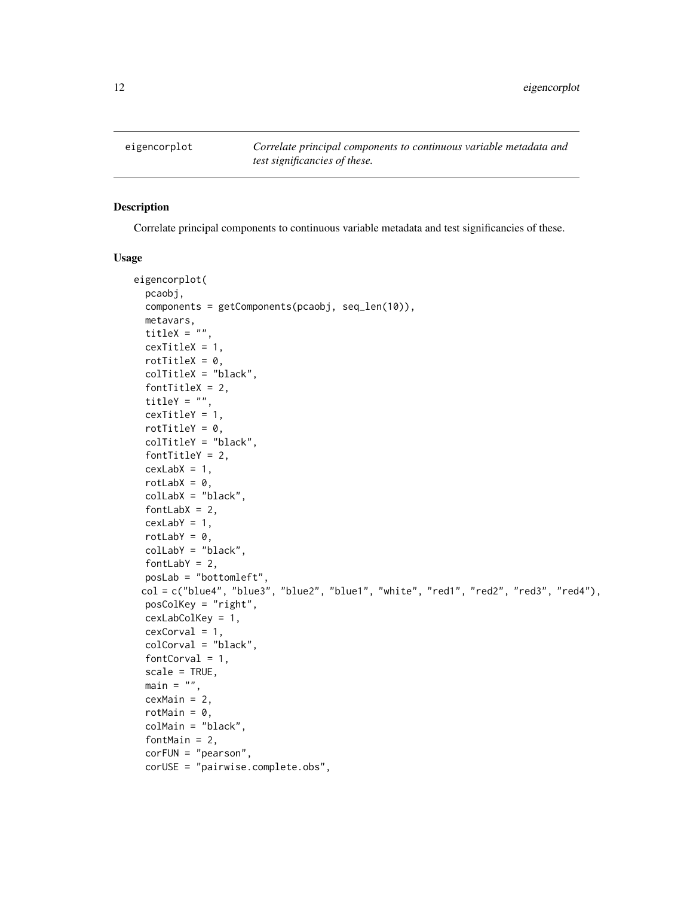eigencorplot — *Correlate principal components to continuous variable metadata and test significancies of these.*

## Description

Correlate principal components to continuous variable metadata and test significancies of these.

## Usage

```
eigencorplot(
  pcaobj,
  components = getComponents(pcaobj, seq_len(10)),
  metavars,
  titleX = "",
  cexTitleX = 1,
  rotTitleX = 0,
  colTitleX = "black",
  fontTitleX = 2,
  titleY = "",
  cexTitleY = 1,
  rotTitleY = 0,
  colTitleY = "black",
  fontTitleY = 2,
  cexLabX = 1,
  rotLabX = 0,
  colLabX = "black",
  fontLabX = 2,
  cexLabY = 1,
  rotLabY = 0,
  colLabY = "black",
  fontLabY = 2,
  posLab = "bottomleft",
  col = c("blue4", "blue3", "blue2", "blue1", "white", "red1", "red2", "red3", "red4"),
  posColKey = "right",
  cexLabColKey = 1,
  cexCorval = 1,
  colCorval = "black",
  fontCorval = 1,
  scale = TRUE,
  main = "",
  cexMain = 2,
  rotMain = 0,
  colMain = "black",
  fontMain = 2,
  corFUN = "pearson",
  corUSE = "pairwise.complete.obs",
```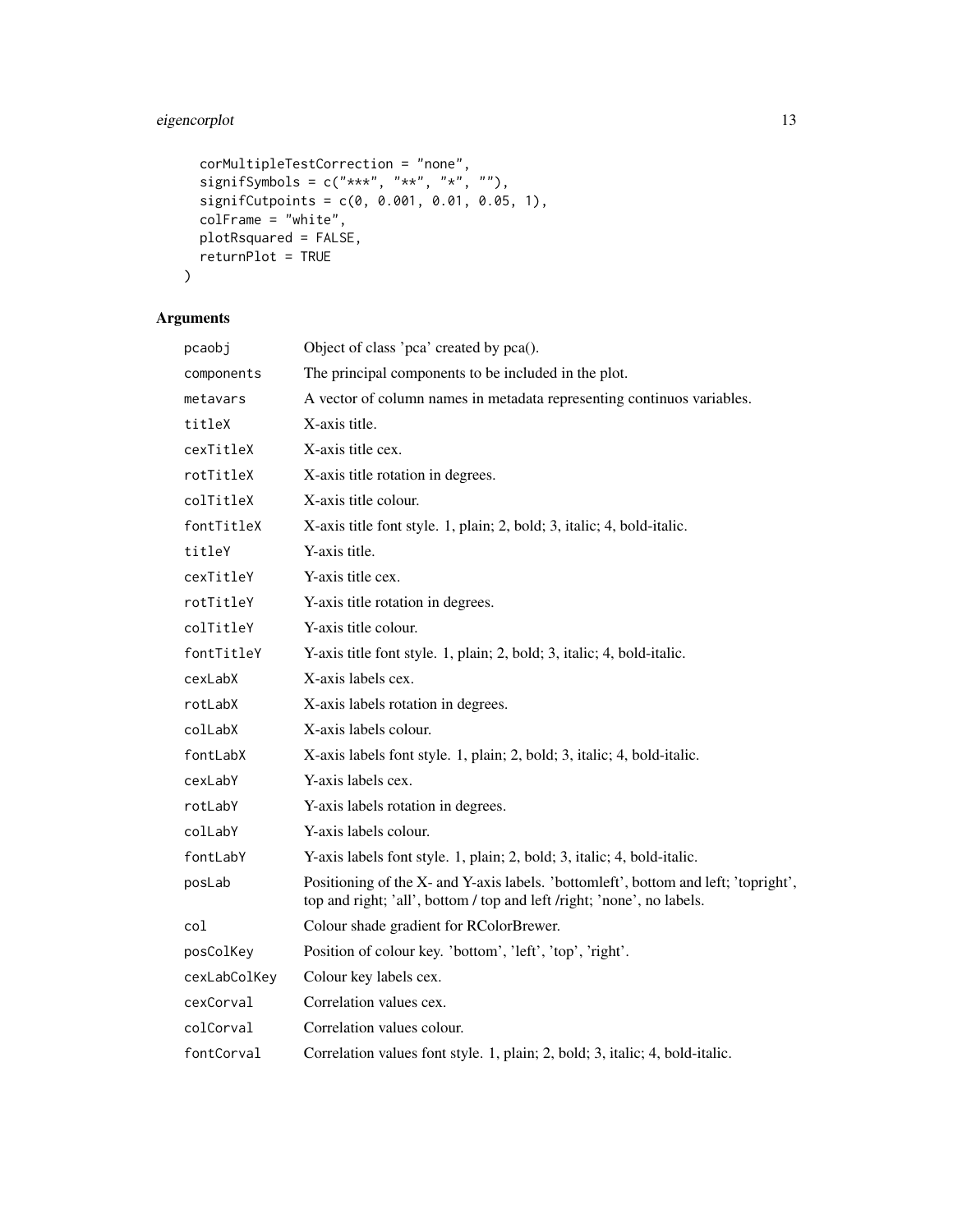```
  corMultipleTestCorrection = "none",
  signifSymbols = c("***", "**", "*", ""),
  signifCutpoints = c(0, 0.001, 0.01, 0.05, 1),
  colFrame = "white",
  plotRsquared = FALSE,
  returnPlot = TRUE
)
```

## Arguments

| Argument | Description |
|---|---|
| `pcaobj` | Object of class 'pca' created by pca(). |
| `components` | The principal components to be included in the plot. |
| `metavars` | A vector of column names in metadata representing continuos variables. |
| `titleX` | X-axis title. |
| `cexTitleX` | X-axis title cex. |
| `rotTitleX` | X-axis title rotation in degrees. |
| `colTitleX` | X-axis title colour. |
| `fontTitleX` | X-axis title font style. 1, plain; 2, bold; 3, italic; 4, bold-italic. |
| `titleY` | Y-axis title. |
| `cexTitleY` | Y-axis title cex. |
| `rotTitleY` | Y-axis title rotation in degrees. |
| `colTitleY` | Y-axis title colour. |
| `fontTitleY` | Y-axis title font style. 1, plain; 2, bold; 3, italic; 4, bold-italic. |
| `cexLabX` | X-axis labels cex. |
| `rotLabX` | X-axis labels rotation in degrees. |
| `colLabX` | X-axis labels colour. |
| `fontLabX` | X-axis labels font style. 1, plain; 2, bold; 3, italic; 4, bold-italic. |
| `cexLabY` | Y-axis labels cex. |
| `rotLabY` | Y-axis labels rotation in degrees. |
| `colLabY` | Y-axis labels colour. |
| `fontLabY` | Y-axis labels font style. 1, plain; 2, bold; 3, italic; 4, bold-italic. |
| `posLab` | Positioning of the X- and Y-axis labels. 'bottomleft', bottom and left; 'topright', top and right; 'all', bottom / top and left /right; 'none', no labels. |
| `col` | Colour shade gradient for RColorBrewer. |
| `posColKey` | Position of colour key. 'bottom', 'left', 'top', 'right'. |
| `cexLabColKey` | Colour key labels cex. |
| `cexCorval` | Correlation values cex. |
| `colCorval` | Correlation values colour. |
| `fontCorval` | Correlation values font style. 1, plain; 2, bold; 3, italic; 4, bold-italic. |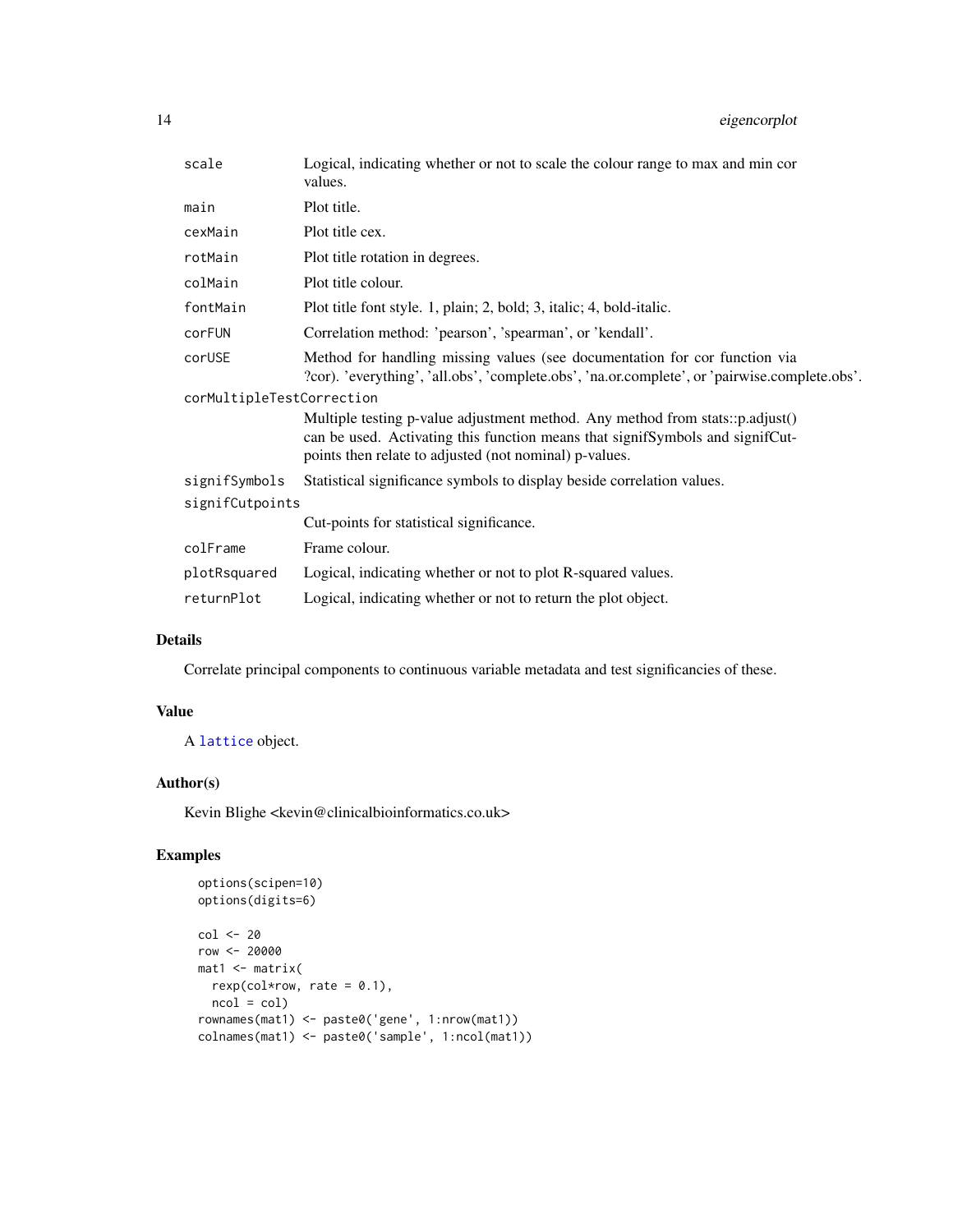| | |
|---|---|
| `scale` | Logical, indicating whether or not to scale the colour range to max and min cor values. |
| `main` | Plot title. |
| `cexMain` | Plot title cex. |
| `rotMain` | Plot title rotation in degrees. |
| `colMain` | Plot title colour. |
| `fontMain` | Plot title font style. 1, plain; 2, bold; 3, italic; 4, bold-italic. |
| `corFUN` | Correlation method: 'pearson', 'spearman', or 'kendall'. |
| `corUSE` | Method for handling missing values (see documentation for cor function via ?cor). 'everything', 'all.obs', 'complete.obs', 'na.or.complete', or 'pairwise.complete.obs'. |
| `corMultipleTestCorrection` | Multiple testing p-value adjustment method. Any method from stats::p.adjust() can be used. Activating this function means that signifSymbols and signifCutpoints then relate to adjusted (not nominal) p-values. |
| `signifSymbols` | Statistical significance symbols to display beside correlation values. |
| `signifCutpoints` | Cut-points for statistical significance. |
| `colFrame` | Frame colour. |
| `plotRsquared` | Logical, indicating whether or not to plot R-squared values. |
| `returnPlot` | Logical, indicating whether or not to return the plot object. |

## Details

Correlate principal components to continuous variable metadata and test significancies of these.

## Value

A `lattice` object.

## Author(s)

Kevin Blighe <kevin@clinicalbioinformatics.co.uk>

## Examples

```
options(scipen=10)
options(digits=6)

col <- 20
row <- 20000
mat1 <- matrix(
  rexp(col*row, rate = 0.1),
  ncol = col)
rownames(mat1) <- paste0('gene', 1:nrow(mat1))
colnames(mat1) <- paste0('sample', 1:ncol(mat1))
```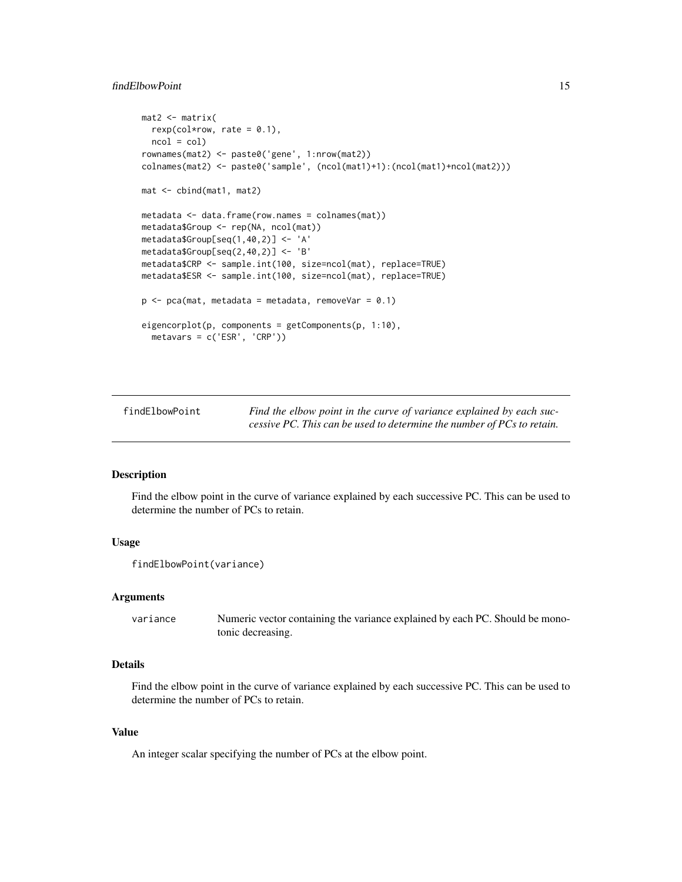```
mat2 <- matrix(
  rexp(col*row, rate = 0.1),
  ncol = col)
rownames(mat2) <- paste0('gene', 1:nrow(mat2))
colnames(mat2) <- paste0('sample', (ncol(mat1)+1):(ncol(mat1)+ncol(mat2)))

mat <- cbind(mat1, mat2)

metadata <- data.frame(row.names = colnames(mat))
metadata$Group <- rep(NA, ncol(mat))
metadata$Group[seq(1,40,2)] <- 'A'
metadata$Group[seq(2,40,2)] <- 'B'
metadata$CRP <- sample.int(100, size=ncol(mat), replace=TRUE)
metadata$ESR <- sample.int(100, size=ncol(mat), replace=TRUE)

p <- pca(mat, metadata = metadata, removeVar = 0.1)

eigencorplot(p, components = getComponents(p, 1:10),
  metavars = c('ESR', 'CRP'))
```

---

`findElbowPoint` *Find the elbow point in the curve of variance explained by each successive PC. This can be used to determine the number of PCs to retain.*

---

## Description

Find the elbow point in the curve of variance explained by each successive PC. This can be used to determine the number of PCs to retain.

## Usage

```
findElbowPoint(variance)
```

## Arguments

| | |
|---|---|
| `variance` | Numeric vector containing the variance explained by each PC. Should be monotonic decreasing. |

## Details

Find the elbow point in the curve of variance explained by each successive PC. This can be used to determine the number of PCs to retain.

## Value

An integer scalar specifying the number of PCs at the elbow point.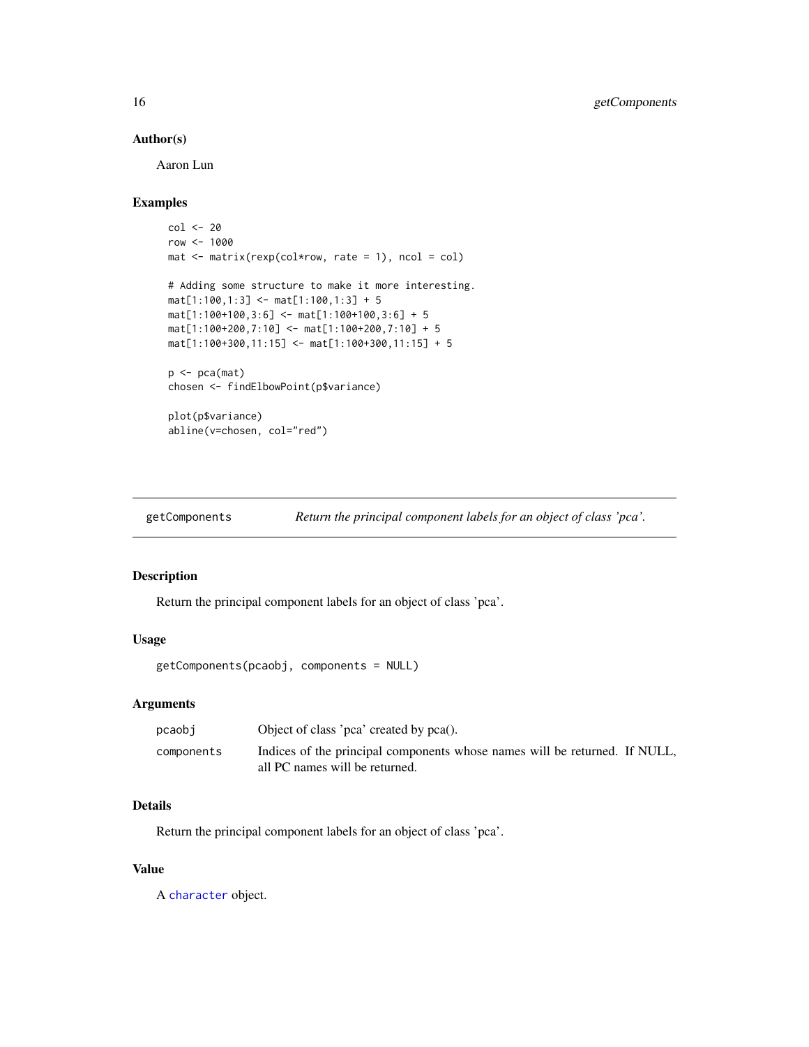## Author(s)

Aaron Lun

## Examples

```
col <- 20
row <- 1000
mat <- matrix(rexp(col*row, rate = 1), ncol = col)

# Adding some structure to make it more interesting.
mat[1:100,1:3] <- mat[1:100,1:3] + 5
mat[1:100+100,3:6] <- mat[1:100+100,3:6] + 5
mat[1:100+200,7:10] <- mat[1:100+200,7:10] + 5
mat[1:100+300,11:15] <- mat[1:100+300,11:15] + 5

p <- pca(mat)
chosen <- findElbowPoint(p$variance)

plot(p$variance)
abline(v=chosen, col="red")
```

---

# getComponents — *Return the principal component labels for an object of class 'pca'.*

---

## Description

Return the principal component labels for an object of class 'pca'.

## Usage

```
getComponents(pcaobj, components = NULL)
```

## Arguments

| | |
|---|---|
| `pcaobj` | Object of class 'pca' created by pca(). |
| `components` | Indices of the principal components whose names will be returned. If NULL, all PC names will be returned. |

## Details

Return the principal component labels for an object of class 'pca'.

## Value

A `character` object.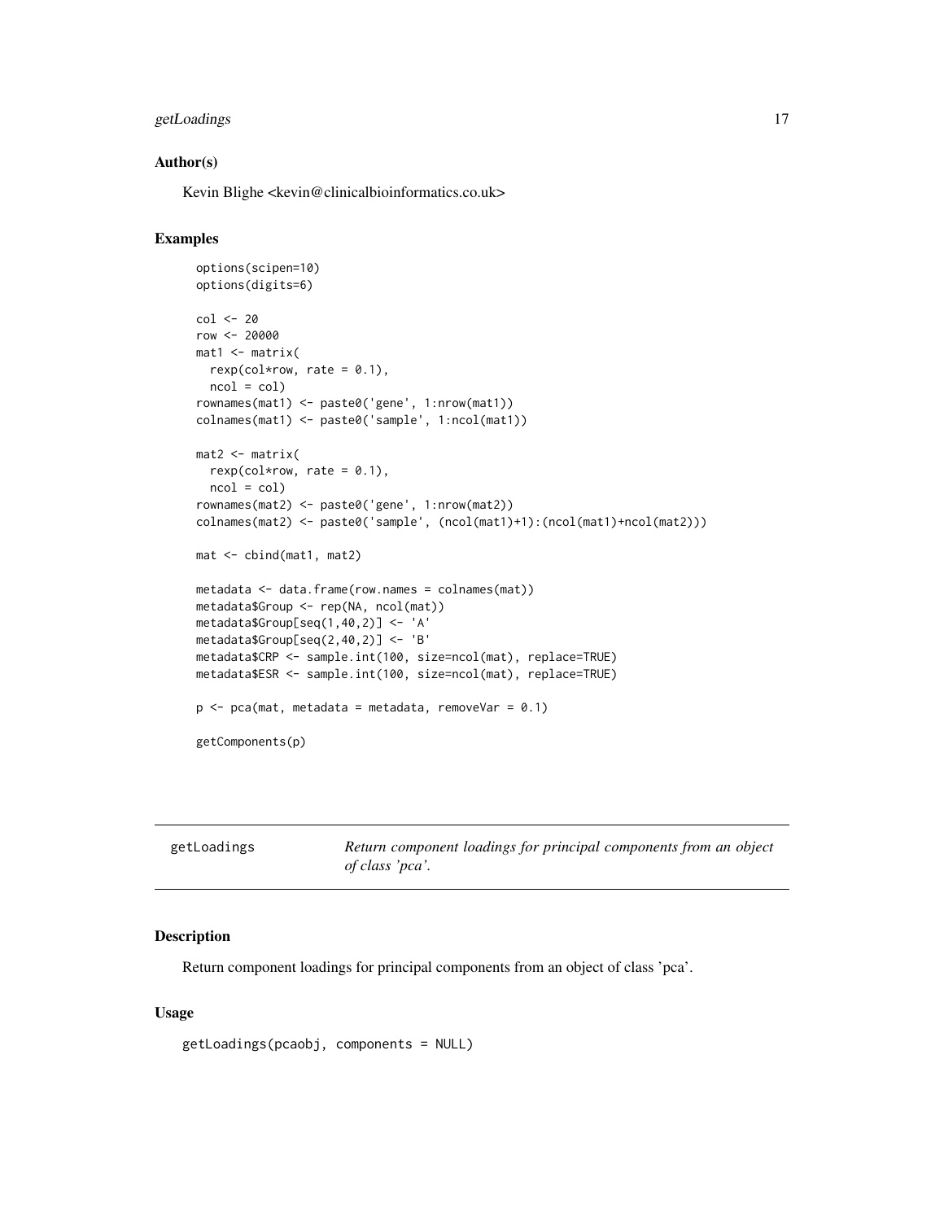### Author(s)

Kevin Blighe <kevin@clinicalbioinformatics.co.uk>

### Examples

```
options(scipen=10)
options(digits=6)

col <- 20
row <- 20000
mat1 <- matrix(
  rexp(col*row, rate = 0.1),
  ncol = col)
rownames(mat1) <- paste0('gene', 1:nrow(mat1))
colnames(mat1) <- paste0('sample', 1:ncol(mat1))

mat2 <- matrix(
  rexp(col*row, rate = 0.1),
  ncol = col)
rownames(mat2) <- paste0('gene', 1:nrow(mat2))
colnames(mat2) <- paste0('sample', (ncol(mat1)+1):(ncol(mat1)+ncol(mat2)))

mat <- cbind(mat1, mat2)

metadata <- data.frame(row.names = colnames(mat))
metadata$Group <- rep(NA, ncol(mat))
metadata$Group[seq(1,40,2)] <- 'A'
metadata$Group[seq(2,40,2)] <- 'B'
metadata$CRP <- sample.int(100, size=ncol(mat), replace=TRUE)
metadata$ESR <- sample.int(100, size=ncol(mat), replace=TRUE)

p <- pca(mat, metadata = metadata, removeVar = 0.1)

getComponents(p)
```

---

## getLoadings — *Return component loadings for principal components from an object of class 'pca'.*

---

### Description

Return component loadings for principal components from an object of class 'pca'.

### Usage

```
getLoadings(pcaobj, components = NULL)
```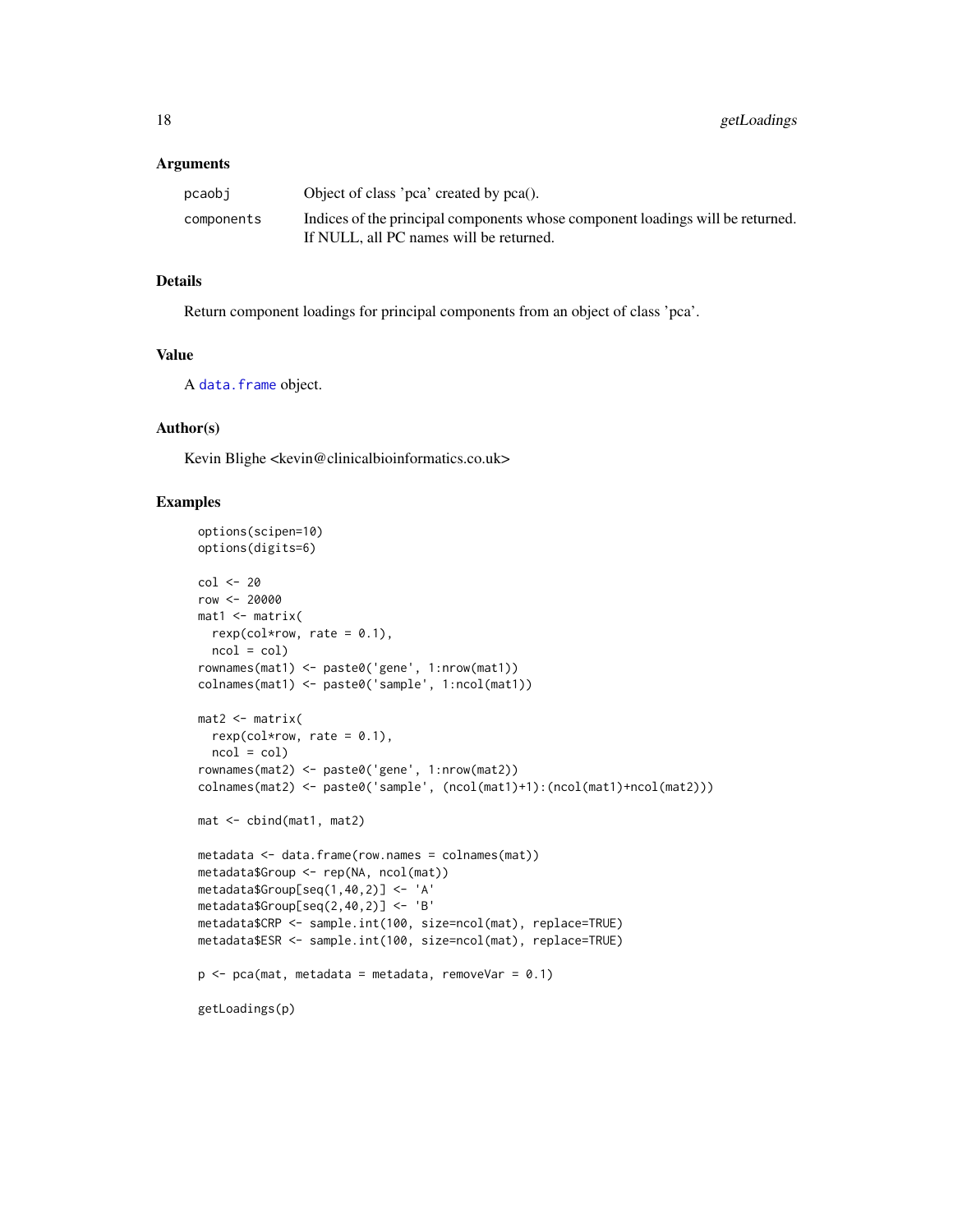## Arguments

| | |
|---|---|
| pcaobj | Object of class 'pca' created by pca(). |
| components | Indices of the principal components whose component loadings will be returned. If NULL, all PC names will be returned. |

## Details

Return component loadings for principal components from an object of class 'pca'.

## Value

A data.frame object.

## Author(s)

Kevin Blighe <kevin@clinicalbioinformatics.co.uk>

## Examples

```
options(scipen=10)
options(digits=6)

col <- 20
row <- 20000
mat1 <- matrix(
  rexp(col*row, rate = 0.1),
  ncol = col)
rownames(mat1) <- paste0('gene', 1:nrow(mat1))
colnames(mat1) <- paste0('sample', 1:ncol(mat1))

mat2 <- matrix(
  rexp(col*row, rate = 0.1),
  ncol = col)
rownames(mat2) <- paste0('gene', 1:nrow(mat2))
colnames(mat2) <- paste0('sample', (ncol(mat1)+1):(ncol(mat1)+ncol(mat2)))

mat <- cbind(mat1, mat2)

metadata <- data.frame(row.names = colnames(mat))
metadata$Group <- rep(NA, ncol(mat))
metadata$Group[seq(1,40,2)] <- 'A'
metadata$Group[seq(2,40,2)] <- 'B'
metadata$CRP <- sample.int(100, size=ncol(mat), replace=TRUE)
metadata$ESR <- sample.int(100, size=ncol(mat), replace=TRUE)

p <- pca(mat, metadata = metadata, removeVar = 0.1)

getLoadings(p)
```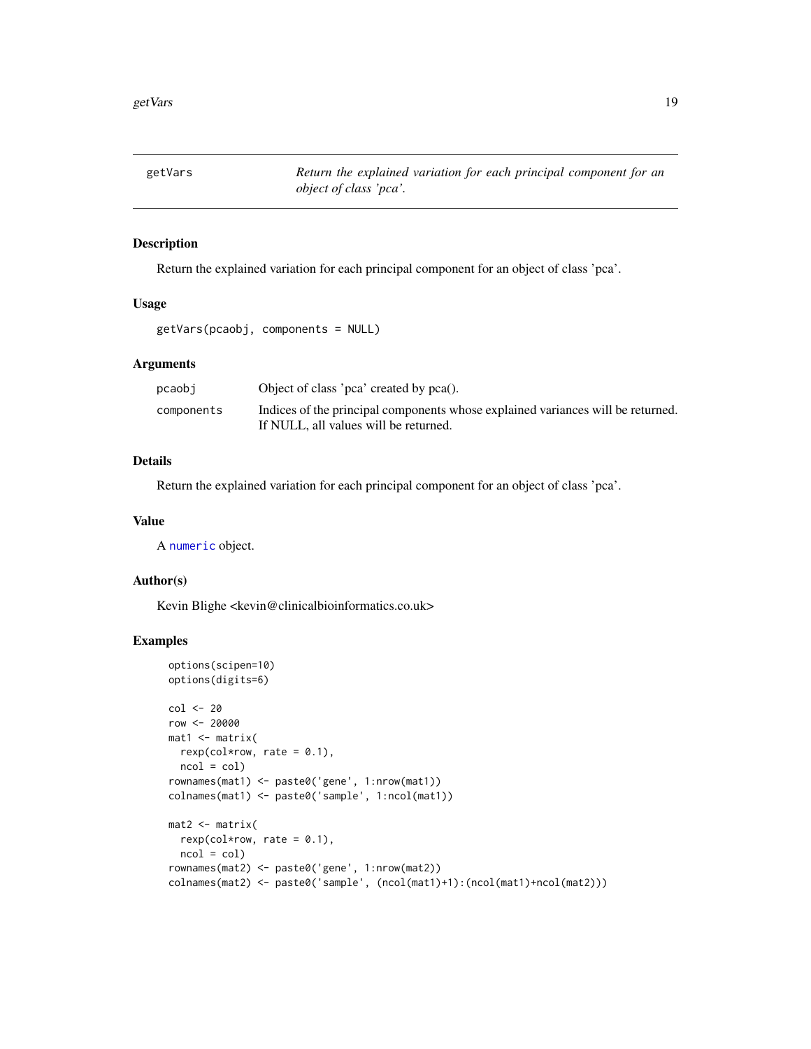## getVars — *Return the explained variation for each principal component for an object of class 'pca'.*

### Description

Return the explained variation for each principal component for an object of class 'pca'.

### Usage

```
getVars(pcaobj, components = NULL)
```

### Arguments

| | |
|---|---|
| pcaobj | Object of class 'pca' created by pca(). |
| components | Indices of the principal components whose explained variances will be returned. If NULL, all values will be returned. |

### Details

Return the explained variation for each principal component for an object of class 'pca'.

### Value

A numeric object.

### Author(s)

Kevin Blighe <kevin@clinicalbioinformatics.co.uk>

### Examples

```
options(scipen=10)
options(digits=6)

col <- 20
row <- 20000
mat1 <- matrix(
  rexp(col*row, rate = 0.1),
  ncol = col)
rownames(mat1) <- paste0('gene', 1:nrow(mat1))
colnames(mat1) <- paste0('sample', 1:ncol(mat1))

mat2 <- matrix(
  rexp(col*row, rate = 0.1),
  ncol = col)
rownames(mat2) <- paste0('gene', 1:nrow(mat2))
colnames(mat2) <- paste0('sample', (ncol(mat1)+1):(ncol(mat1)+ncol(mat2)))
```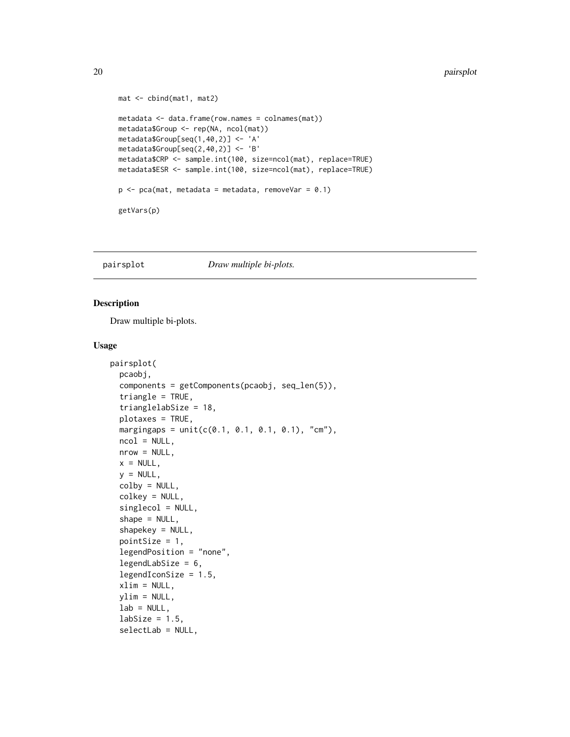```
mat <- cbind(mat1, mat2)

metadata <- data.frame(row.names = colnames(mat))
metadata$Group <- rep(NA, ncol(mat))
metadata$Group[seq(1,40,2)] <- 'A'
metadata$Group[seq(2,40,2)] <- 'B'
metadata$CRP <- sample.int(100, size=ncol(mat), replace=TRUE)
metadata$ESR <- sample.int(100, size=ncol(mat), replace=TRUE)

p <- pca(mat, metadata = metadata, removeVar = 0.1)

getVars(p)
```

## pairsplot *Draw multiple bi-plots.*

### Description

Draw multiple bi-plots.

### Usage

```
pairsplot(
  pcaobj,
  components = getComponents(pcaobj, seq_len(5)),
  triangle = TRUE,
  trianglelabSize = 18,
  plotaxes = TRUE,
  margingaps = unit(c(0.1, 0.1, 0.1, 0.1), "cm"),
  ncol = NULL,
  nrow = NULL,
  x = NULL,
  y = NULL,
  colby = NULL,
  colkey = NULL,
  singlecol = NULL,
  shape = NULL,
  shapekey = NULL,
  pointSize = 1,
  legendPosition = "none",
  legendLabSize = 6,
  legendIconSize = 1.5,
  xlim = NULL,
  ylim = NULL,
  lab = NULL,
  labSize = 1.5,
  selectLab = NULL,
```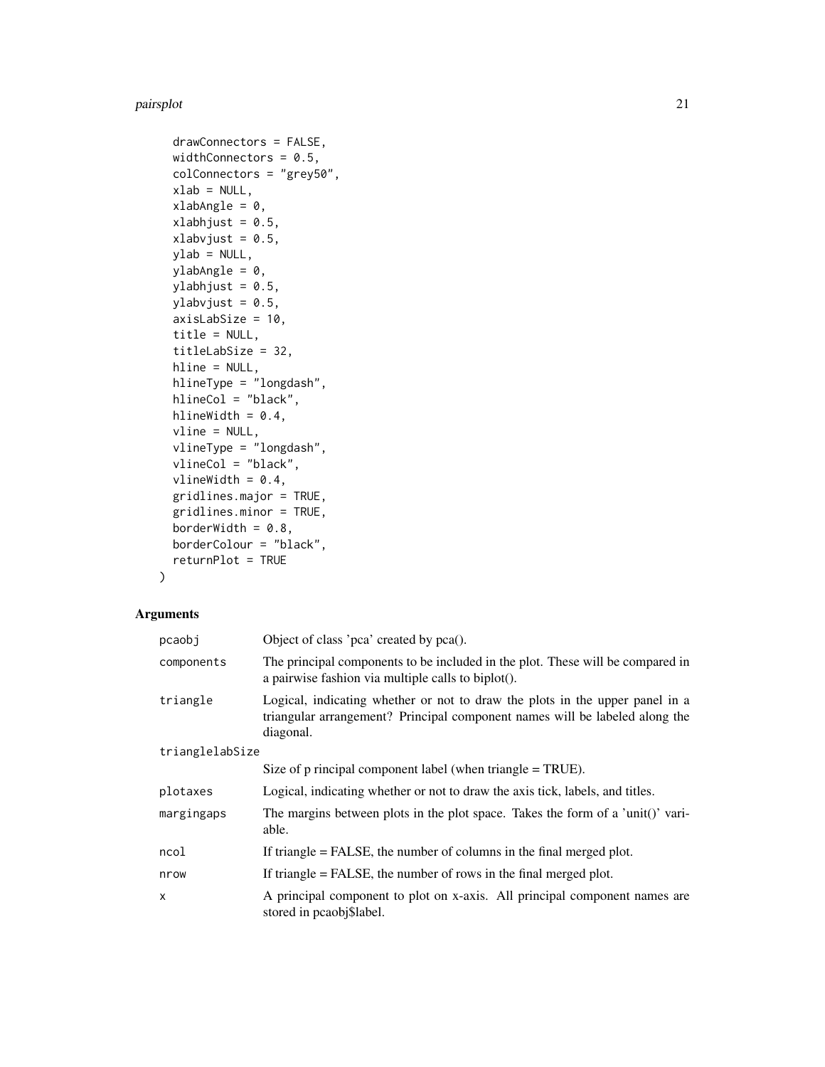```
  drawConnectors = FALSE,
  widthConnectors = 0.5,
  colConnectors = "grey50",
  xlab = NULL,
  xlabAngle = 0,
  xlabhjust = 0.5,
  xlabvjust = 0.5,
  ylab = NULL,
  ylabAngle = 0,
  ylabhjust = 0.5,
  ylabvjust = 0.5,
  axisLabSize = 10,
  title = NULL,
  titleLabSize = 32,
  hline = NULL,
  hlineType = "longdash",
  hlineCol = "black",
  hlineWidth = 0.4,
  vline = NULL,
  vlineType = "longdash",
  vlineCol = "black",
  vlineWidth = 0.4,
  gridlines.major = TRUE,
  gridlines.minor = TRUE,
  borderWidth = 0.8,
  borderColour = "black",
  returnPlot = TRUE
)
```

## Arguments

| Argument | Description |
|---|---|
| pcaobj | Object of class 'pca' created by pca(). |
| components | The principal components to be included in the plot. These will be compared in a pairwise fashion via multiple calls to biplot(). |
| triangle | Logical, indicating whether or not to draw the plots in the upper panel in a triangular arrangement? Principal component names will be labeled along the diagonal. |
| trianglelabSize | Size of p rincipal component label (when triangle = TRUE). |
| plotaxes | Logical, indicating whether or not to draw the axis tick, labels, and titles. |
| margingaps | The margins between plots in the plot space. Takes the form of a 'unit()' variable. |
| ncol | If triangle = FALSE, the number of columns in the final merged plot. |
| nrow | If triangle = FALSE, the number of rows in the final merged plot. |
| x | A principal component to plot on x-axis. All principal component names are stored in pcaobj$label. |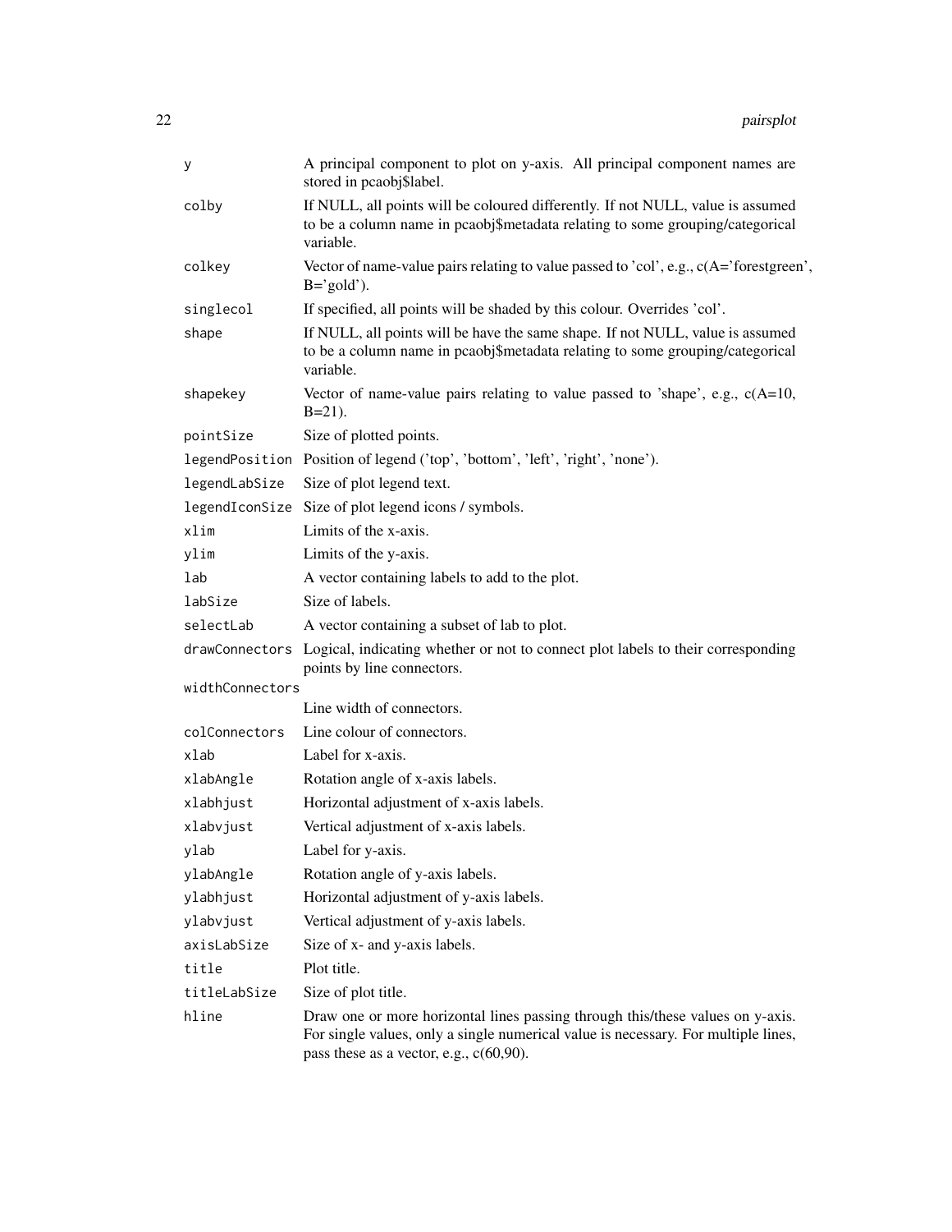| | |
|---|---|
| `y` | A principal component to plot on y-axis. All principal component names are stored in pcaobj$label. |
| `colby` | If NULL, all points will be coloured differently. If not NULL, value is assumed to be a column name in pcaobj$metadata relating to some grouping/categorical variable. |
| `colkey` | Vector of name-value pairs relating to value passed to 'col', e.g., c(A='forestgreen', B='gold'). |
| `singlecol` | If specified, all points will be shaded by this colour. Overrides 'col'. |
| `shape` | If NULL, all points will be have the same shape. If not NULL, value is assumed to be a column name in pcaobj$metadata relating to some grouping/categorical variable. |
| `shapekey` | Vector of name-value pairs relating to value passed to 'shape', e.g., c(A=10, B=21). |
| `pointSize` | Size of plotted points. |
| `legendPosition` | Position of legend ('top', 'bottom', 'left', 'right', 'none'). |
| `legendLabSize` | Size of plot legend text. |
| `legendIconSize` | Size of plot legend icons / symbols. |
| `xlim` | Limits of the x-axis. |
| `ylim` | Limits of the y-axis. |
| `lab` | A vector containing labels to add to the plot. |
| `labSize` | Size of labels. |
| `selectLab` | A vector containing a subset of lab to plot. |
| `drawConnectors` | Logical, indicating whether or not to connect plot labels to their corresponding points by line connectors. |
| `widthConnectors` | Line width of connectors. |
| `colConnectors` | Line colour of connectors. |
| `xlab` | Label for x-axis. |
| `xlabAngle` | Rotation angle of x-axis labels. |
| `xlabhjust` | Horizontal adjustment of x-axis labels. |
| `xlabvjust` | Vertical adjustment of x-axis labels. |
| `ylab` | Label for y-axis. |
| `ylabAngle` | Rotation angle of y-axis labels. |
| `ylabhjust` | Horizontal adjustment of y-axis labels. |
| `ylabvjust` | Vertical adjustment of y-axis labels. |
| `axisLabSize` | Size of x- and y-axis labels. |
| `title` | Plot title. |
| `titleLabSize` | Size of plot title. |
| `hline` | Draw one or more horizontal lines passing through this/these values on y-axis. For single values, only a single numerical value is necessary. For multiple lines, pass these as a vector, e.g., c(60,90). |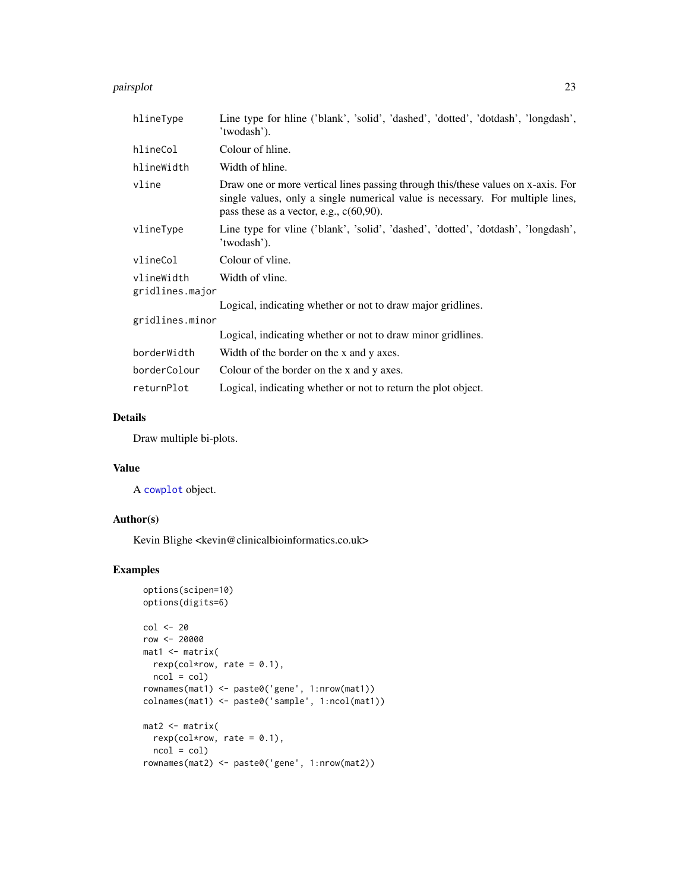| | |
|---|---|
| `hlineType` | Line type for hline ('blank', 'solid', 'dashed', 'dotted', 'dotdash', 'longdash', 'twodash'). |
| `hlineCol` | Colour of hline. |
| `hlineWidth` | Width of hline. |
| `vline` | Draw one or more vertical lines passing through this/these values on x-axis. For single values, only a single numerical value is necessary. For multiple lines, pass these as a vector, e.g., c(60,90). |
| `vlineType` | Line type for vline ('blank', 'solid', 'dashed', 'dotted', 'dotdash', 'longdash', 'twodash'). |
| `vlineCol` | Colour of vline. |
| `vlineWidth` | Width of vline. |
| `gridlines.major` | Logical, indicating whether or not to draw major gridlines. |
| `gridlines.minor` | Logical, indicating whether or not to draw minor gridlines. |
| `borderWidth` | Width of the border on the x and y axes. |
| `borderColour` | Colour of the border on the x and y axes. |
| `returnPlot` | Logical, indicating whether or not to return the plot object. |

## Details

Draw multiple bi-plots.

## Value

A cowplot object.

## Author(s)

Kevin Blighe <kevin@clinicalbioinformatics.co.uk>

## Examples

```
options(scipen=10)
options(digits=6)

col <- 20
row <- 20000
mat1 <- matrix(
  rexp(col*row, rate = 0.1),
  ncol = col)
rownames(mat1) <- paste0('gene', 1:nrow(mat1))
colnames(mat1) <- paste0('sample', 1:ncol(mat1))

mat2 <- matrix(
  rexp(col*row, rate = 0.1),
  ncol = col)
rownames(mat2) <- paste0('gene', 1:nrow(mat2))
```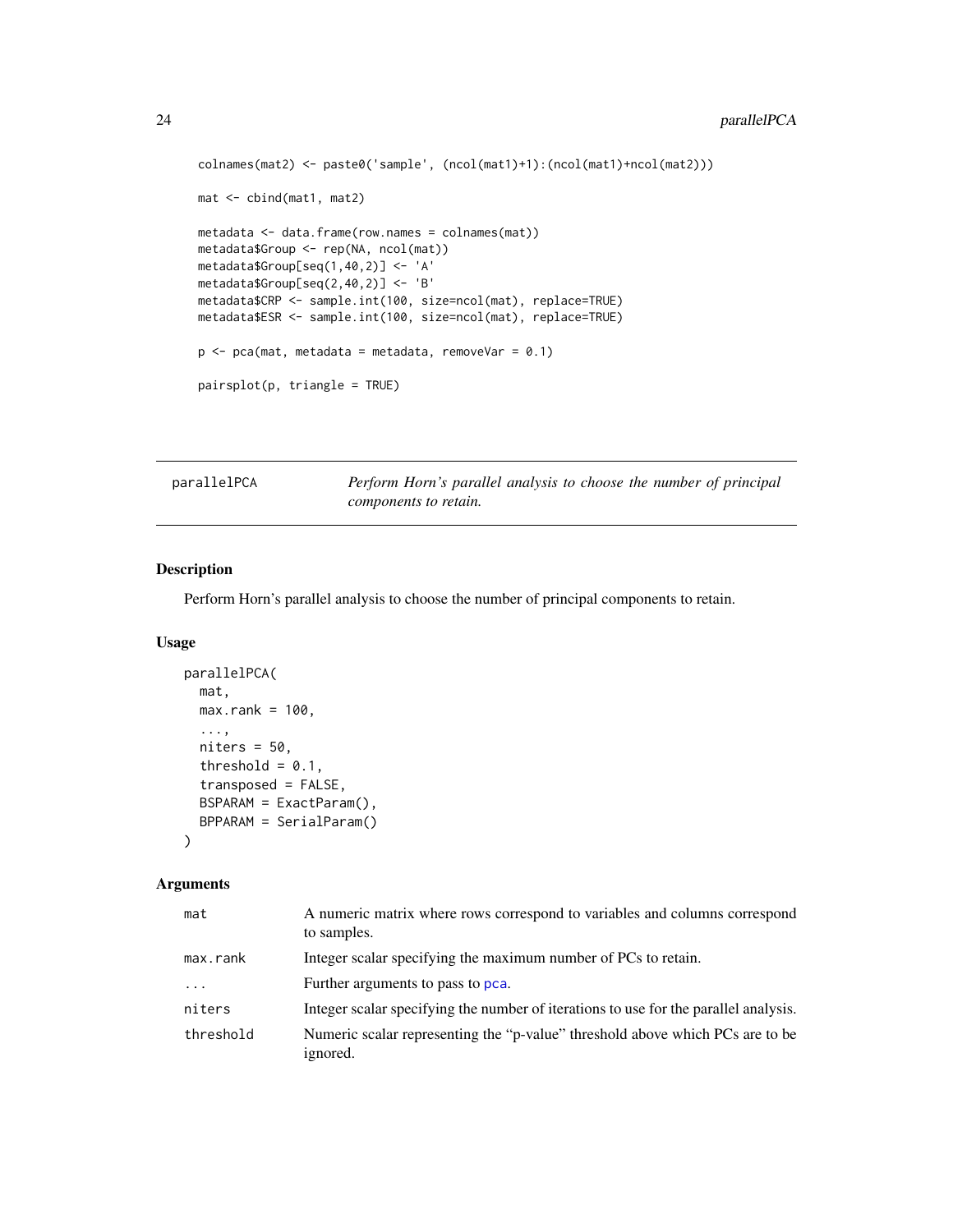```
colnames(mat2) <- paste0('sample', (ncol(mat1)+1):(ncol(mat1)+ncol(mat2)))

mat <- cbind(mat1, mat2)

metadata <- data.frame(row.names = colnames(mat))
metadata$Group <- rep(NA, ncol(mat))
metadata$Group[seq(1,40,2)] <- 'A'
metadata$Group[seq(2,40,2)] <- 'B'
metadata$CRP <- sample.int(100, size=ncol(mat), replace=TRUE)
metadata$ESR <- sample.int(100, size=ncol(mat), replace=TRUE)

p <- pca(mat, metadata = metadata, removeVar = 0.1)

pairsplot(p, triangle = TRUE)
```

---

## parallelPCA — *Perform Horn's parallel analysis to choose the number of principal components to retain.*

---

### Description

Perform Horn's parallel analysis to choose the number of principal components to retain.

### Usage

```
parallelPCA(
  mat,
  max.rank = 100,
  ...,
  niters = 50,
  threshold = 0.1,
  transposed = FALSE,
  BSPARAM = ExactParam(),
  BPPARAM = SerialParam()
)
```

### Arguments

| | |
|---|---|
| mat | A numeric matrix where rows correspond to variables and columns correspond to samples. |
| max.rank | Integer scalar specifying the maximum number of PCs to retain. |
| ... | Further arguments to pass to pca. |
| niters | Integer scalar specifying the number of iterations to use for the parallel analysis. |
| threshold | Numeric scalar representing the "p-value" threshold above which PCs are to be ignored. |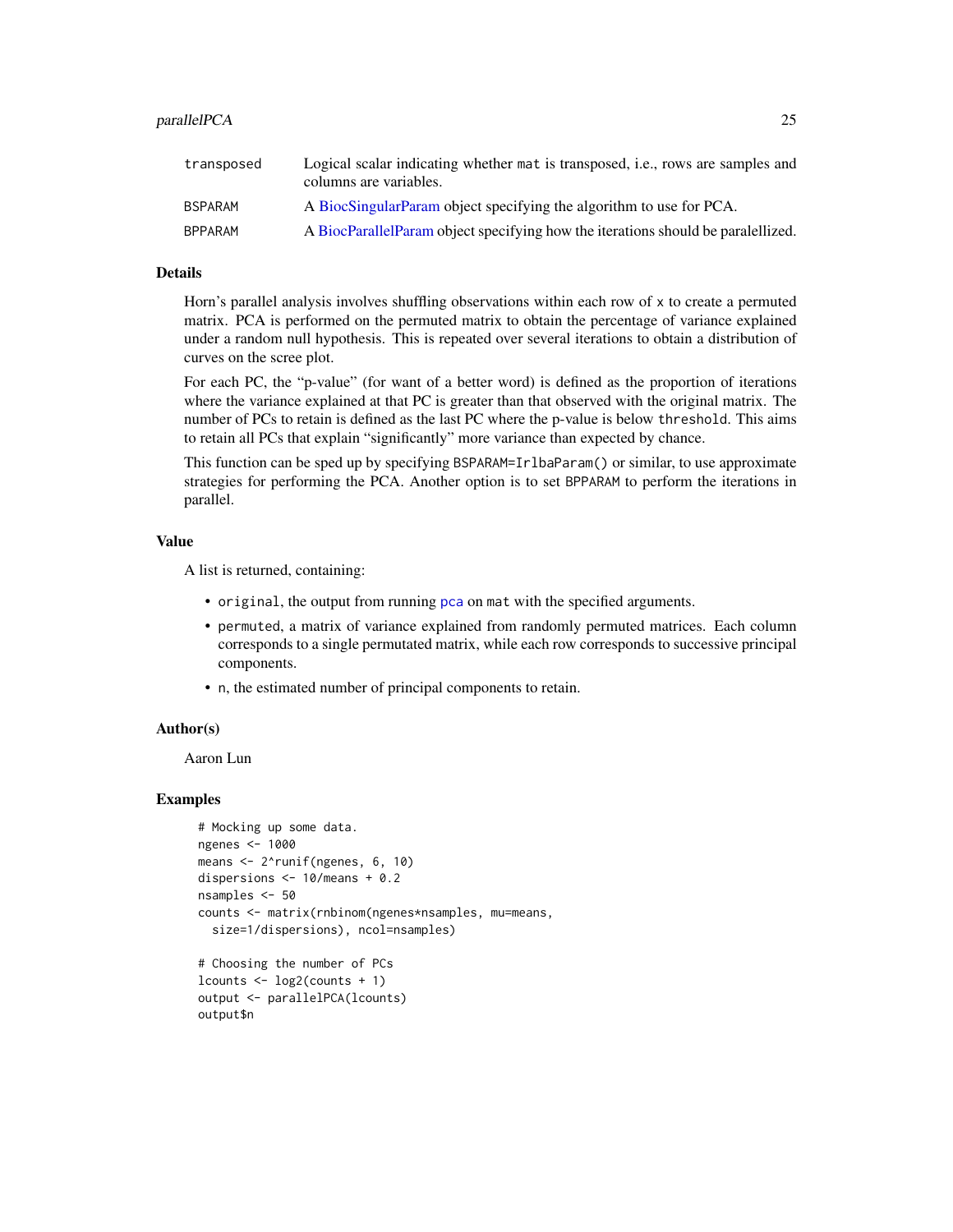| | |
|---|---|
| transposed | Logical scalar indicating whether mat is transposed, i.e., rows are samples and columns are variables. |
| BSPARAM | A BiocSingularParam object specifying the algorithm to use for PCA. |
| BPPARAM | A BiocParallelParam object specifying how the iterations should be paralellized. |

### Details

Horn's parallel analysis involves shuffling observations within each row of x to create a permuted matrix. PCA is performed on the permuted matrix to obtain the percentage of variance explained under a random null hypothesis. This is repeated over several iterations to obtain a distribution of curves on the scree plot.

For each PC, the "p-value" (for want of a better word) is defined as the proportion of iterations where the variance explained at that PC is greater than that observed with the original matrix. The number of PCs to retain is defined as the last PC where the p-value is below threshold. This aims to retain all PCs that explain "significantly" more variance than expected by chance.

This function can be sped up by specifying BSPARAM=IrlbaParam() or similar, to use approximate strategies for performing the PCA. Another option is to set BPPARAM to perform the iterations in parallel.

### Value

A list is returned, containing:

- original, the output from running pca on mat with the specified arguments.
- permuted, a matrix of variance explained from randomly permuted matrices. Each column corresponds to a single permutated matrix, while each row corresponds to successive principal components.
- n, the estimated number of principal components to retain.

### Author(s)

Aaron Lun

### Examples

```
# Mocking up some data.
ngenes <- 1000
means <- 2^runif(ngenes, 6, 10)
dispersions <- 10/means + 0.2
nsamples <- 50
counts <- matrix(rnbinom(ngenes*nsamples, mu=means,
  size=1/dispersions), ncol=nsamples)

# Choosing the number of PCs
lcounts <- log2(counts + 1)
output <- parallelPCA(lcounts)
output$n
```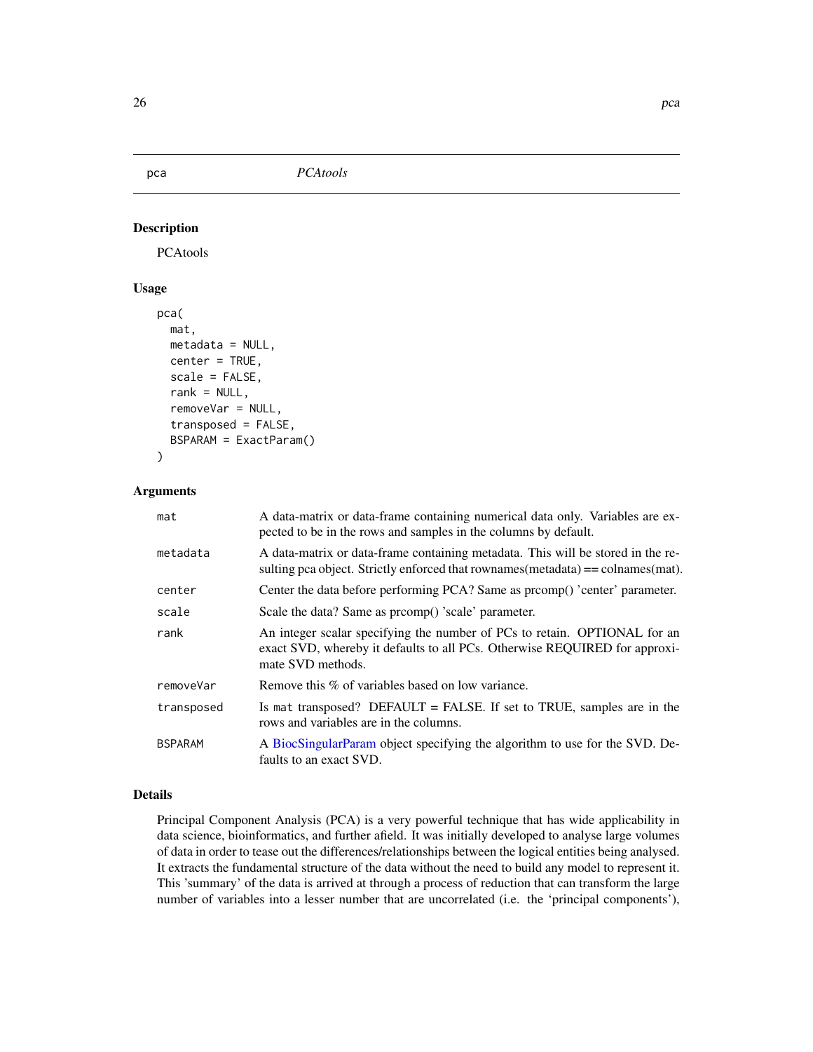pca *PCAtools*

## Description

PCAtools

## Usage

```
pca(
  mat,
  metadata = NULL,
  center = TRUE,
  scale = FALSE,
  rank = NULL,
  removeVar = NULL,
  transposed = FALSE,
  BSPARAM = ExactParam()
)
```

## Arguments

| | |
|---|---|
| mat | A data-matrix or data-frame containing numerical data only. Variables are expected to be in the rows and samples in the columns by default. |
| metadata | A data-matrix or data-frame containing metadata. This will be stored in the resulting pca object. Strictly enforced that rownames(metadata) == colnames(mat). |
| center | Center the data before performing PCA? Same as prcomp() 'center' parameter. |
| scale | Scale the data? Same as prcomp() 'scale' parameter. |
| rank | An integer scalar specifying the number of PCs to retain. OPTIONAL for an exact SVD, whereby it defaults to all PCs. Otherwise REQUIRED for approximate SVD methods. |
| removeVar | Remove this % of variables based on low variance. |
| transposed | Is `mat` transposed? DEFAULT = FALSE. If set to TRUE, samples are in the rows and variables are in the columns. |
| BSPARAM | A BiocSingularParam object specifying the algorithm to use for the SVD. Defaults to an exact SVD. |

## Details

Principal Component Analysis (PCA) is a very powerful technique that has wide applicability in data science, bioinformatics, and further afield. It was initially developed to analyse large volumes of data in order to tease out the differences/relationships between the logical entities being analysed. It extracts the fundamental structure of the data without the need to build any model to represent it. This 'summary' of the data is arrived at through a process of reduction that can transform the large number of variables into a lesser number that are uncorrelated (i.e. the 'principal components'),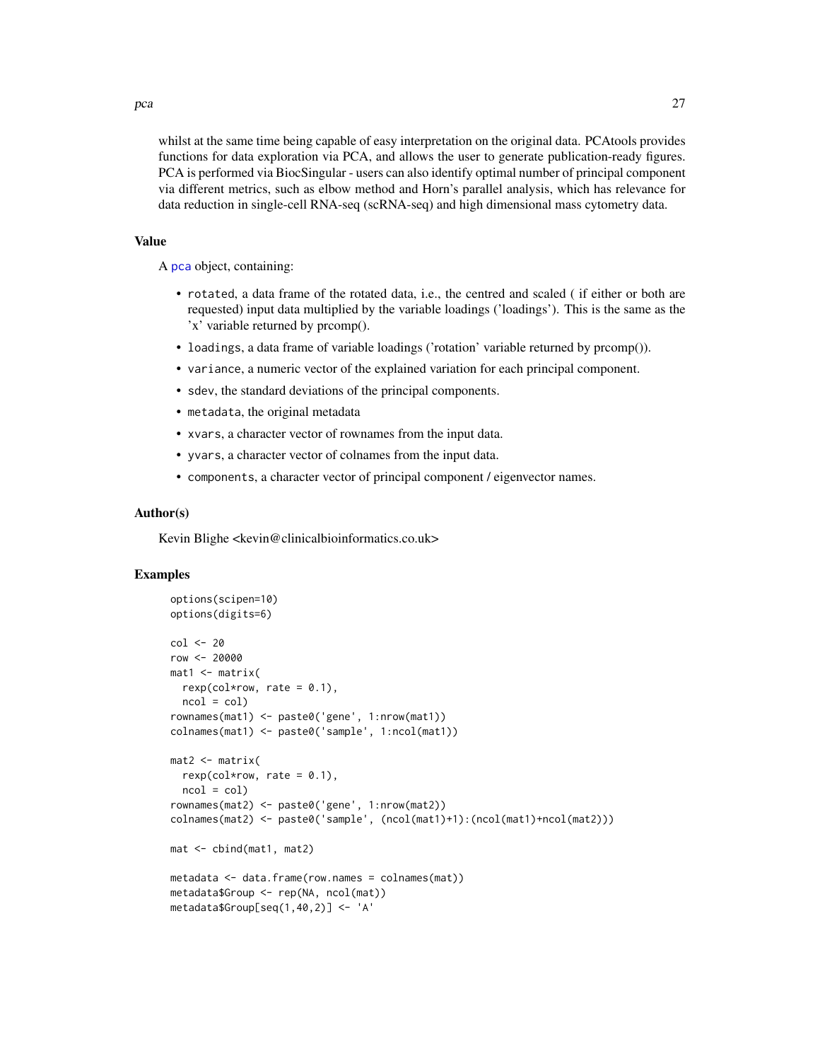whilst at the same time being capable of easy interpretation on the original data. PCAtools provides functions for data exploration via PCA, and allows the user to generate publication-ready figures. PCA is performed via BiocSingular - users can also identify optimal number of principal component via different metrics, such as elbow method and Horn's parallel analysis, which has relevance for data reduction in single-cell RNA-seq (scRNA-seq) and high dimensional mass cytometry data.

## Value

A pca object, containing:

- rotated, a data frame of the rotated data, i.e., the centred and scaled ( if either or both are requested) input data multiplied by the variable loadings ('loadings'). This is the same as the 'x' variable returned by prcomp().
- loadings, a data frame of variable loadings ('rotation' variable returned by prcomp()).
- variance, a numeric vector of the explained variation for each principal component.
- sdev, the standard deviations of the principal components.
- metadata, the original metadata
- xvars, a character vector of rownames from the input data.
- yvars, a character vector of colnames from the input data.
- components, a character vector of principal component / eigenvector names.

## Author(s)

Kevin Blighe <kevin@clinicalbioinformatics.co.uk>

## Examples

```
options(scipen=10)
options(digits=6)

col <- 20
row <- 20000
mat1 <- matrix(
  rexp(col*row, rate = 0.1),
  ncol = col)
rownames(mat1) <- paste0('gene', 1:nrow(mat1))
colnames(mat1) <- paste0('sample', 1:ncol(mat1))

mat2 <- matrix(
  rexp(col*row, rate = 0.1),
  ncol = col)
rownames(mat2) <- paste0('gene', 1:nrow(mat2))
colnames(mat2) <- paste0('sample', (ncol(mat1)+1):(ncol(mat1)+ncol(mat2)))

mat <- cbind(mat1, mat2)

metadata <- data.frame(row.names = colnames(mat))
metadata$Group <- rep(NA, ncol(mat))
metadata$Group[seq(1,40,2)] <- 'A'
```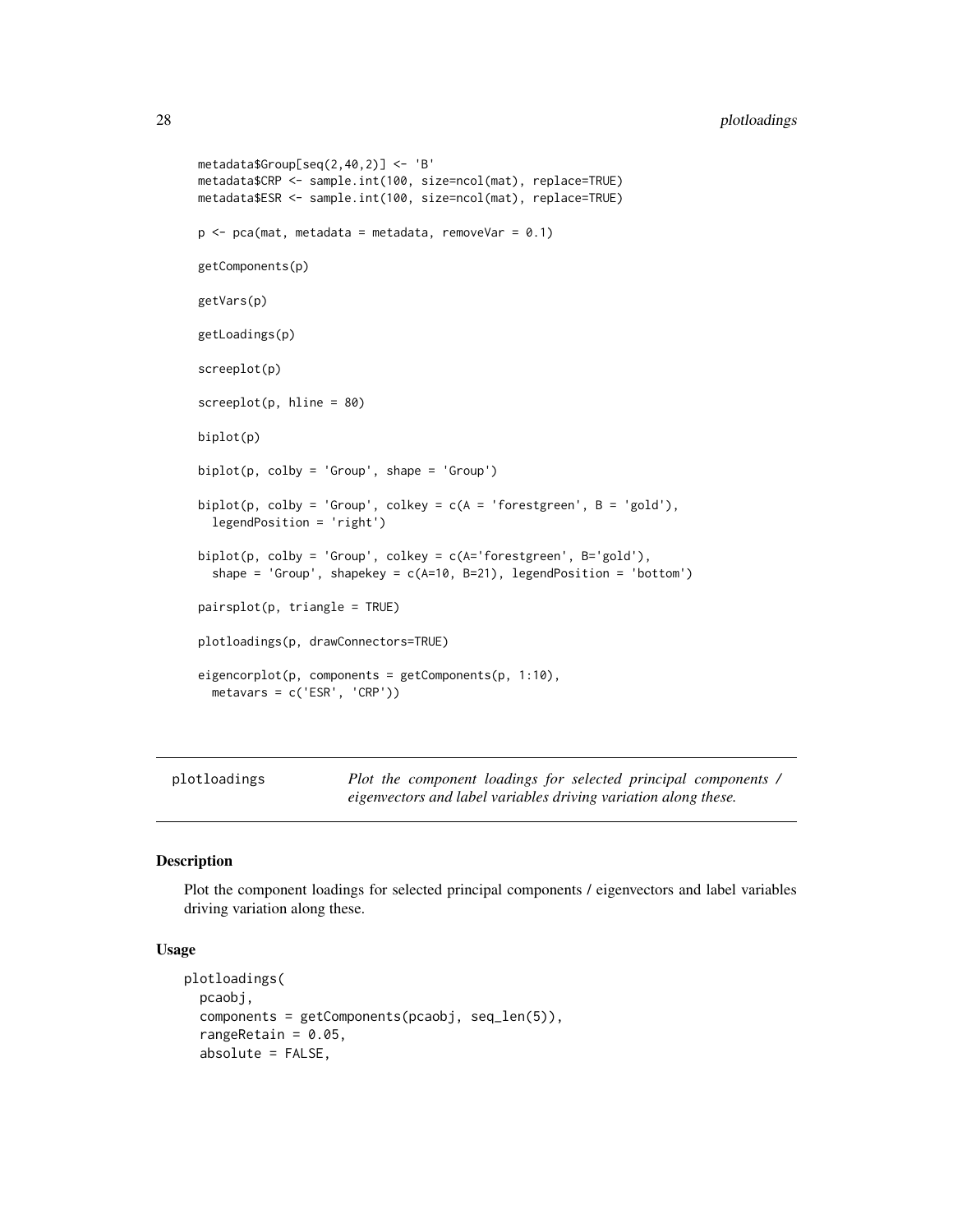```
metadata$Group[seq(2,40,2)] <- 'B'
metadata$CRP <- sample.int(100, size=ncol(mat), replace=TRUE)
metadata$ESR <- sample.int(100, size=ncol(mat), replace=TRUE)

p <- pca(mat, metadata = metadata, removeVar = 0.1)

getComponents(p)

getVars(p)

getLoadings(p)

screeplot(p)

screeplot(p, hline = 80)

biplot(p)

biplot(p, colby = 'Group', shape = 'Group')

biplot(p, colby = 'Group', colkey = c(A = 'forestgreen', B = 'gold'),
  legendPosition = 'right')

biplot(p, colby = 'Group', colkey = c(A='forestgreen', B='gold'),
  shape = 'Group', shapekey = c(A=10, B=21), legendPosition = 'bottom')

pairsplot(p, triangle = TRUE)

plotloadings(p, drawConnectors=TRUE)

eigencorplot(p, components = getComponents(p, 1:10),
  metavars = c('ESR', 'CRP'))
```

---

`plotloadings` *Plot the component loadings for selected principal components / eigenvectors and label variables driving variation along these.*

---

## Description

Plot the component loadings for selected principal components / eigenvectors and label variables driving variation along these.

## Usage

```
plotloadings(
  pcaobj,
  components = getComponents(pcaobj, seq_len(5)),
  rangeRetain = 0.05,
  absolute = FALSE,
```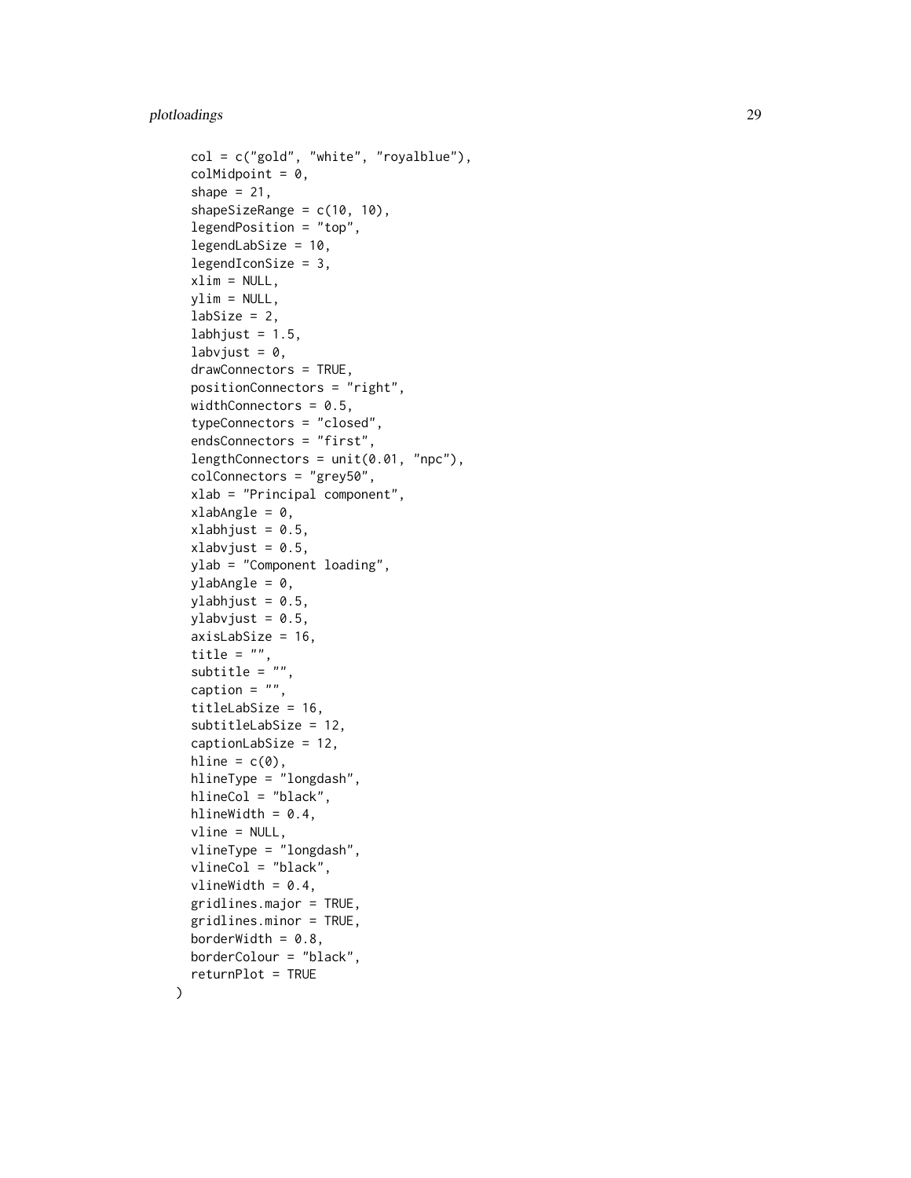```
  col = c("gold", "white", "royalblue"),
  colMidpoint = 0,
  shape = 21,
  shapeSizeRange = c(10, 10),
  legendPosition = "top",
  legendLabSize = 10,
  legendIconSize = 3,
  xlim = NULL,
  ylim = NULL,
  labSize = 2,
  labhjust = 1.5,
  labvjust = 0,
  drawConnectors = TRUE,
  positionConnectors = "right",
  widthConnectors = 0.5,
  typeConnectors = "closed",
  endsConnectors = "first",
  lengthConnectors = unit(0.01, "npc"),
  colConnectors = "grey50",
  xlab = "Principal component",
  xlabAngle = 0,
  xlabhjust = 0.5,
  xlabvjust = 0.5,
  ylab = "Component loading",
  ylabAngle = 0,
  ylabhjust = 0.5,
  ylabvjust = 0.5,
  axisLabSize = 16,
  title = "",
  subtitle = "",
  caption = "",
  titleLabSize = 16,
  subtitleLabSize = 12,
  captionLabSize = 12,
  hline = c(0),
  hlineType = "longdash",
  hlineCol = "black",
  hlineWidth = 0.4,
  vline = NULL,
  vlineType = "longdash",
  vlineCol = "black",
  vlineWidth = 0.4,
  gridlines.major = TRUE,
  gridlines.minor = TRUE,
  borderWidth = 0.8,
  borderColour = "black",
  returnPlot = TRUE
)
```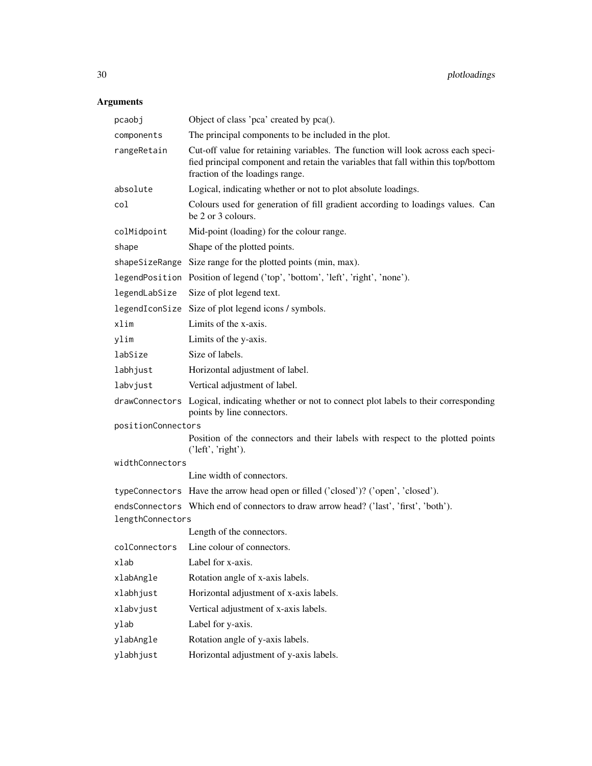## Arguments

| Argument | Description |
| --- | --- |
| `pcaobj` | Object of class 'pca' created by pca(). |
| `components` | The principal components to be included in the plot. |
| `rangeRetain` | Cut-off value for retaining variables. The function will look across each specified principal component and retain the variables that fall within this top/bottom fraction of the loadings range. |
| `absolute` | Logical, indicating whether or not to plot absolute loadings. |
| `col` | Colours used for generation of fill gradient according to loadings values. Can be 2 or 3 colours. |
| `colMidpoint` | Mid-point (loading) for the colour range. |
| `shape` | Shape of the plotted points. |
| `shapeSizeRange` | Size range for the plotted points (min, max). |
| `legendPosition` | Position of legend ('top', 'bottom', 'left', 'right', 'none'). |
| `legendLabSize` | Size of plot legend text. |
| `legendIconSize` | Size of plot legend icons / symbols. |
| `xlim` | Limits of the x-axis. |
| `ylim` | Limits of the y-axis. |
| `labSize` | Size of labels. |
| `labhjust` | Horizontal adjustment of label. |
| `labvjust` | Vertical adjustment of label. |
| `drawConnectors` | Logical, indicating whether or not to connect plot labels to their corresponding points by line connectors. |
| `positionConnectors` | Position of the connectors and their labels with respect to the plotted points ('left', 'right'). |
| `widthConnectors` | Line width of connectors. |
| `typeConnectors` | Have the arrow head open or filled ('closed')? ('open', 'closed'). |
| `endsConnectors` | Which end of connectors to draw arrow head? ('last', 'first', 'both'). |
| `lengthConnectors` | Length of the connectors. |
| `colConnectors` | Line colour of connectors. |
| `xlab` | Label for x-axis. |
| `xlabAngle` | Rotation angle of x-axis labels. |
| `xlabhjust` | Horizontal adjustment of x-axis labels. |
| `xlabvjust` | Vertical adjustment of x-axis labels. |
| `ylab` | Label for y-axis. |
| `ylabAngle` | Rotation angle of y-axis labels. |
| `ylabhjust` | Horizontal adjustment of y-axis labels. |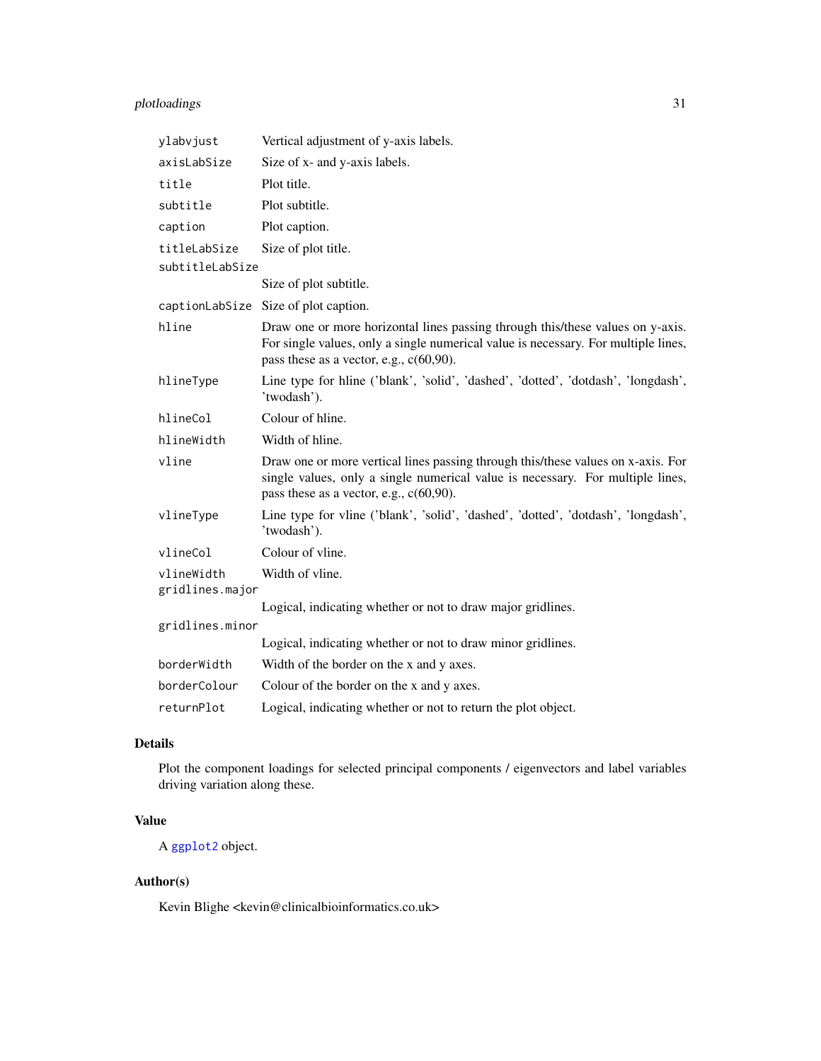| | |
|---|---|
| `ylabvjust` | Vertical adjustment of y-axis labels. |
| `axisLabSize` | Size of x- and y-axis labels. |
| `title` | Plot title. |
| `subtitle` | Plot subtitle. |
| `caption` | Plot caption. |
| `titleLabSize` | Size of plot title. |
| `subtitleLabSize` | Size of plot subtitle. |
| `captionLabSize` | Size of plot caption. |
| `hline` | Draw one or more horizontal lines passing through this/these values on y-axis. For single values, only a single numerical value is necessary. For multiple lines, pass these as a vector, e.g., c(60,90). |
| `hlineType` | Line type for hline ('blank', 'solid', 'dashed', 'dotted', 'dotdash', 'longdash', 'twodash'). |
| `hlineCol` | Colour of hline. |
| `hlineWidth` | Width of hline. |
| `vline` | Draw one or more vertical lines passing through this/these values on x-axis. For single values, only a single numerical value is necessary. For multiple lines, pass these as a vector, e.g., c(60,90). |
| `vlineType` | Line type for vline ('blank', 'solid', 'dashed', 'dotted', 'dotdash', 'longdash', 'twodash'). |
| `vlineCol` | Colour of vline. |
| `vlineWidth` | Width of vline. |
| `gridlines.major` | Logical, indicating whether or not to draw major gridlines. |
| `gridlines.minor` | Logical, indicating whether or not to draw minor gridlines. |
| `borderWidth` | Width of the border on the x and y axes. |
| `borderColour` | Colour of the border on the x and y axes. |
| `returnPlot` | Logical, indicating whether or not to return the plot object. |

## Details

Plot the component loadings for selected principal components / eigenvectors and label variables driving variation along these.

## Value

A ggplot2 object.

## Author(s)

Kevin Blighe <kevin@clinicalbioinformatics.co.uk>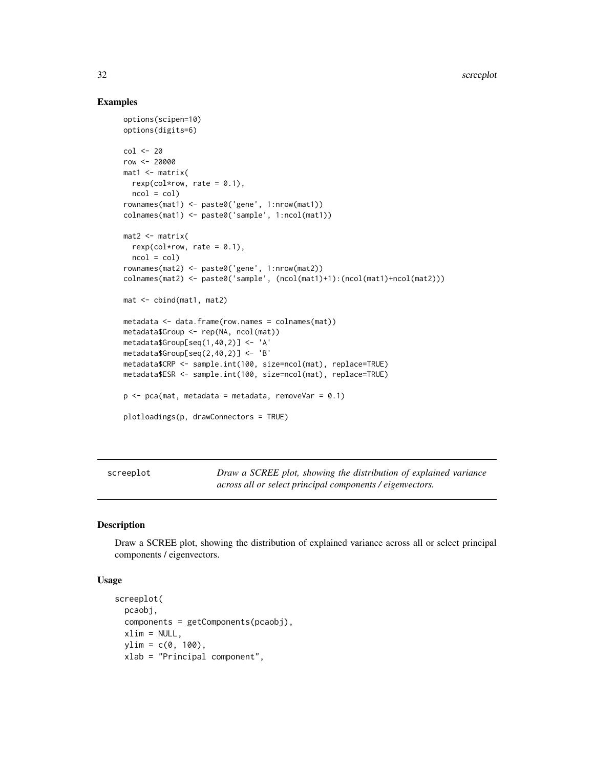## Examples

```
options(scipen=10)
options(digits=6)

col <- 20
row <- 20000
mat1 <- matrix(
  rexp(col*row, rate = 0.1),
  ncol = col)
rownames(mat1) <- paste0('gene', 1:nrow(mat1))
colnames(mat1) <- paste0('sample', 1:ncol(mat1))

mat2 <- matrix(
  rexp(col*row, rate = 0.1),
  ncol = col)
rownames(mat2) <- paste0('gene', 1:nrow(mat2))
colnames(mat2) <- paste0('sample', (ncol(mat1)+1):(ncol(mat1)+ncol(mat2)))

mat <- cbind(mat1, mat2)

metadata <- data.frame(row.names = colnames(mat))
metadata$Group <- rep(NA, ncol(mat))
metadata$Group[seq(1,40,2)] <- 'A'
metadata$Group[seq(2,40,2)] <- 'B'
metadata$CRP <- sample.int(100, size=ncol(mat), replace=TRUE)
metadata$ESR <- sample.int(100, size=ncol(mat), replace=TRUE)

p <- pca(mat, metadata = metadata, removeVar = 0.1)

plotloadings(p, drawConnectors = TRUE)
```

---

# screeplot

*Draw a SCREE plot, showing the distribution of explained variance across all or select principal components / eigenvectors.*

---

## Description

Draw a SCREE plot, showing the distribution of explained variance across all or select principal components / eigenvectors.

## Usage

```
screeplot(
  pcaobj,
  components = getComponents(pcaobj),
  xlim = NULL,
  ylim = c(0, 100),
  xlab = "Principal component",
```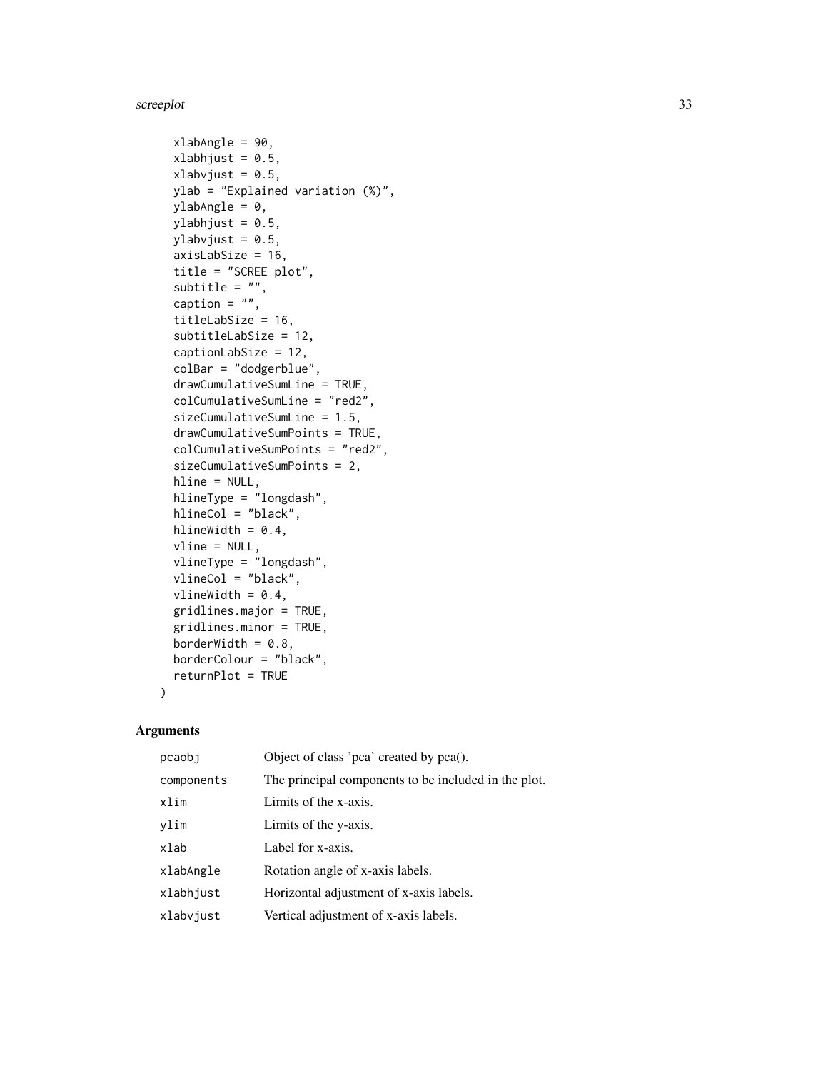```
  xlabAngle = 90,
  xlabhjust = 0.5,
  xlabvjust = 0.5,
  ylab = "Explained variation (%)",
  ylabAngle = 0,
  ylabhjust = 0.5,
  ylabvjust = 0.5,
  axisLabSize = 16,
  title = "SCREE plot",
  subtitle = "",
  caption = "",
  titleLabSize = 16,
  subtitleLabSize = 12,
  captionLabSize = 12,
  colBar = "dodgerblue",
  drawCumulativeSumLine = TRUE,
  colCumulativeSumLine = "red2",
  sizeCumulativeSumLine = 1.5,
  drawCumulativeSumPoints = TRUE,
  colCumulativeSumPoints = "red2",
  sizeCumulativeSumPoints = 2,
  hline = NULL,
  hlineType = "longdash",
  hlineCol = "black",
  hlineWidth = 0.4,
  vline = NULL,
  vlineType = "longdash",
  vlineCol = "black",
  vlineWidth = 0.4,
  gridlines.major = TRUE,
  gridlines.minor = TRUE,
  borderWidth = 0.8,
  borderColour = "black",
  returnPlot = TRUE
)
```

## Arguments

| | |
|---|---|
| `pcaobj` | Object of class 'pca' created by pca(). |
| `components` | The principal components to be included in the plot. |
| `xlim` | Limits of the x-axis. |
| `ylim` | Limits of the y-axis. |
| `xlab` | Label for x-axis. |
| `xlabAngle` | Rotation angle of x-axis labels. |
| `xlabhjust` | Horizontal adjustment of x-axis labels. |
| `xlabvjust` | Vertical adjustment of x-axis labels. |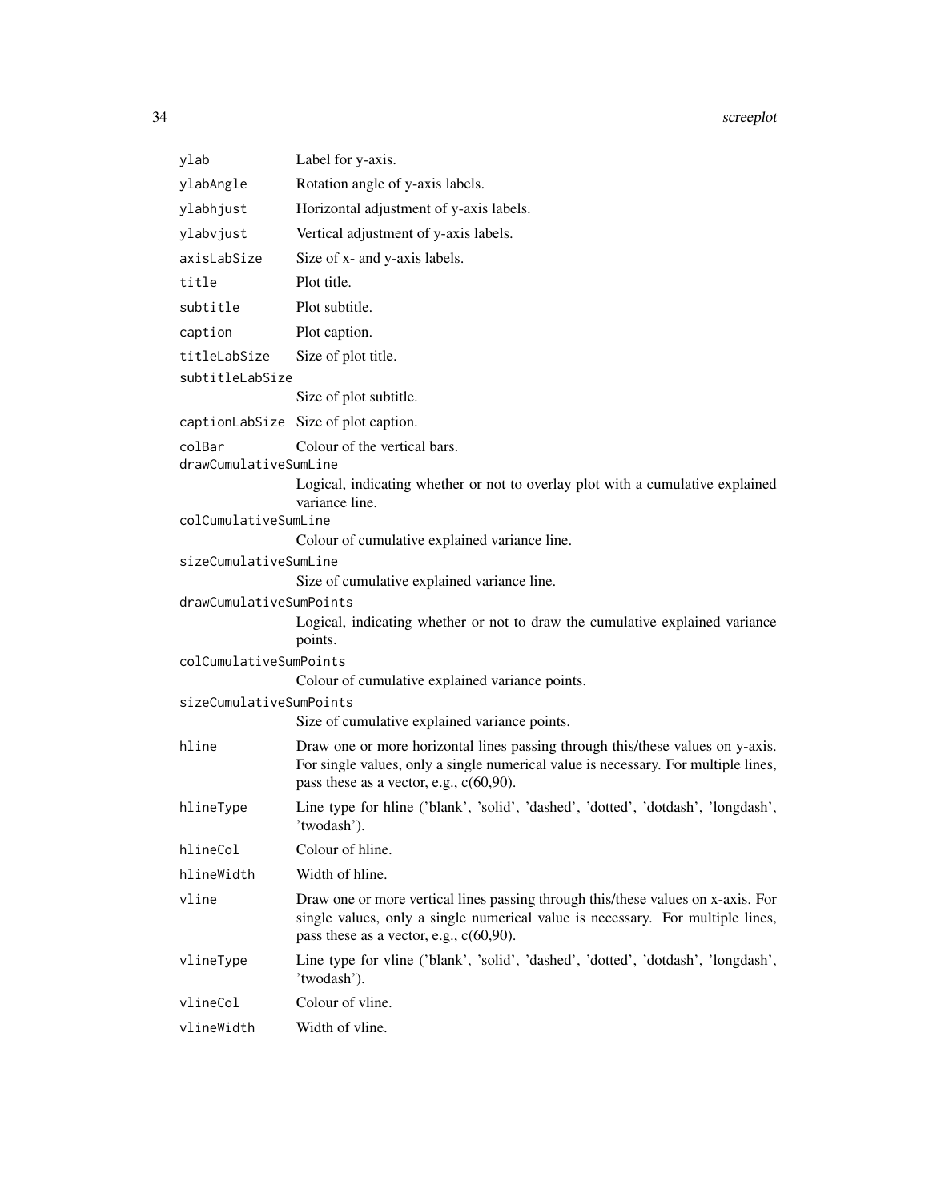| | |
|---|---|
| `ylab` | Label for y-axis. |
| `ylabAngle` | Rotation angle of y-axis labels. |
| `ylabhjust` | Horizontal adjustment of y-axis labels. |
| `ylabvjust` | Vertical adjustment of y-axis labels. |
| `axisLabSize` | Size of x- and y-axis labels. |
| `title` | Plot title. |
| `subtitle` | Plot subtitle. |
| `caption` | Plot caption. |
| `titleLabSize` | Size of plot title. |
| `subtitleLabSize` | Size of plot subtitle. |
| `captionLabSize` | Size of plot caption. |
| `colBar` | Colour of the vertical bars. |
| `drawCumulativeSumLine` | Logical, indicating whether or not to overlay plot with a cumulative explained variance line. |
| `colCumulativeSumLine` | Colour of cumulative explained variance line. |
| `sizeCumulativeSumLine` | Size of cumulative explained variance line. |
| `drawCumulativeSumPoints` | Logical, indicating whether or not to draw the cumulative explained variance points. |
| `colCumulativeSumPoints` | Colour of cumulative explained variance points. |
| `sizeCumulativeSumPoints` | Size of cumulative explained variance points. |
| `hline` | Draw one or more horizontal lines passing through this/these values on y-axis. For single values, only a single numerical value is necessary. For multiple lines, pass these as a vector, e.g., c(60,90). |
| `hlineType` | Line type for hline ('blank', 'solid', 'dashed', 'dotted', 'dotdash', 'longdash', 'twodash'). |
| `hlineCol` | Colour of hline. |
| `hlineWidth` | Width of hline. |
| `vline` | Draw one or more vertical lines passing through this/these values on x-axis. For single values, only a single numerical value is necessary. For multiple lines, pass these as a vector, e.g., c(60,90). |
| `vlineType` | Line type for vline ('blank', 'solid', 'dashed', 'dotted', 'dotdash', 'longdash', 'twodash'). |
| `vlineCol` | Colour of vline. |
| `vlineWidth` | Width of vline. |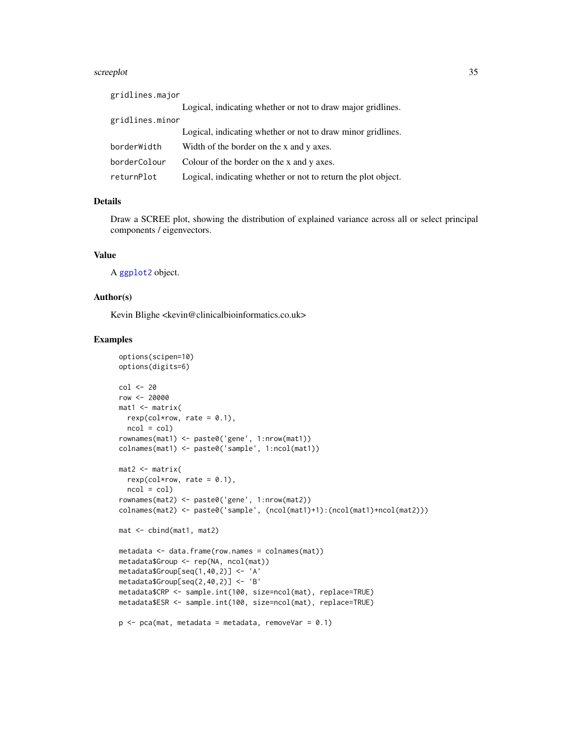| | |
|---|---|
| `gridlines.major` | Logical, indicating whether or not to draw major gridlines. |
| `gridlines.minor` | Logical, indicating whether or not to draw minor gridlines. |
| `borderWidth` | Width of the border on the x and y axes. |
| `borderColour` | Colour of the border on the x and y axes. |
| `returnPlot` | Logical, indicating whether or not to return the plot object. |

## Details

Draw a SCREE plot, showing the distribution of explained variance across all or select principal components / eigenvectors.

## Value

A ggplot2 object.

## Author(s)

Kevin Blighe <kevin@clinicalbioinformatics.co.uk>

## Examples

```
options(scipen=10)
options(digits=6)

col <- 20
row <- 20000
mat1 <- matrix(
  rexp(col*row, rate = 0.1),
  ncol = col)
rownames(mat1) <- paste0('gene', 1:nrow(mat1))
colnames(mat1) <- paste0('sample', 1:ncol(mat1))

mat2 <- matrix(
  rexp(col*row, rate = 0.1),
  ncol = col)
rownames(mat2) <- paste0('gene', 1:nrow(mat2))
colnames(mat2) <- paste0('sample', (ncol(mat1)+1):(ncol(mat1)+ncol(mat2)))

mat <- cbind(mat1, mat2)

metadata <- data.frame(row.names = colnames(mat))
metadata$Group <- rep(NA, ncol(mat))
metadata$Group[seq(1,40,2)] <- 'A'
metadata$Group[seq(2,40,2)] <- 'B'
metadata$CRP <- sample.int(100, size=ncol(mat), replace=TRUE)
metadata$ESR <- sample.int(100, size=ncol(mat), replace=TRUE)

p <- pca(mat, metadata = metadata, removeVar = 0.1)
```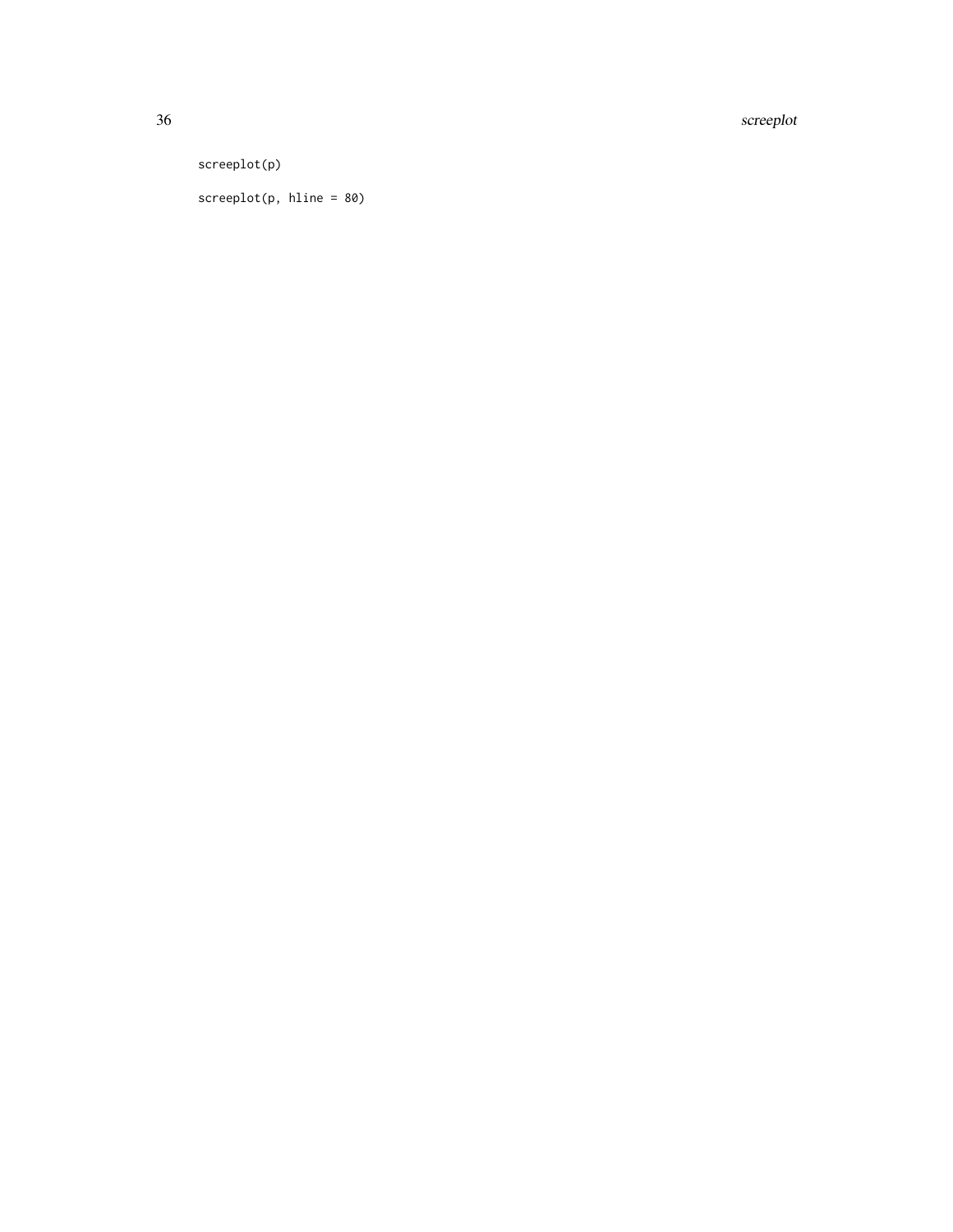```
screeplot(p)

screeplot(p, hline = 80)
```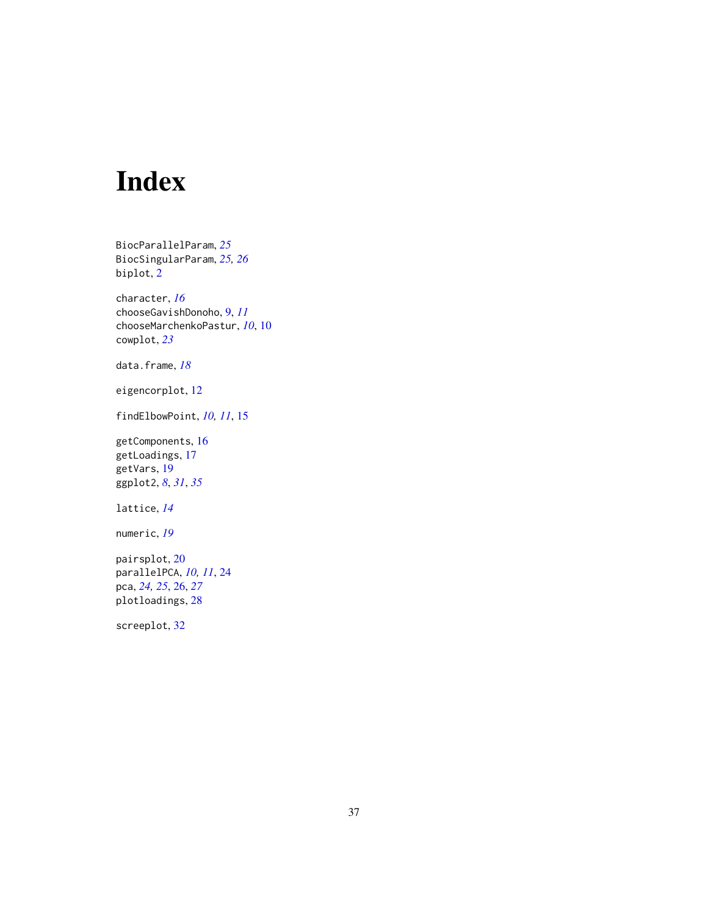# Index

BiocParallelParam, *25*
BiocSingularParam, *25, 26*
biplot, 2

character, *16*
chooseGavishDonoho, 9, *11*
chooseMarchenkoPastur, *10*, 10
cowplot, *23*

data.frame, *18*

eigencorplot, 12

findElbowPoint, *10, 11*, 15

getComponents, 16
getLoadings, 17
getVars, 19
ggplot2, *8*, *31*, *35*

lattice, *14*

numeric, *19*

pairsplot, 20
parallelPCA, *10, 11*, 24
pca, *24, 25*, 26, *27*
plotloadings, 28

screeplot, 32